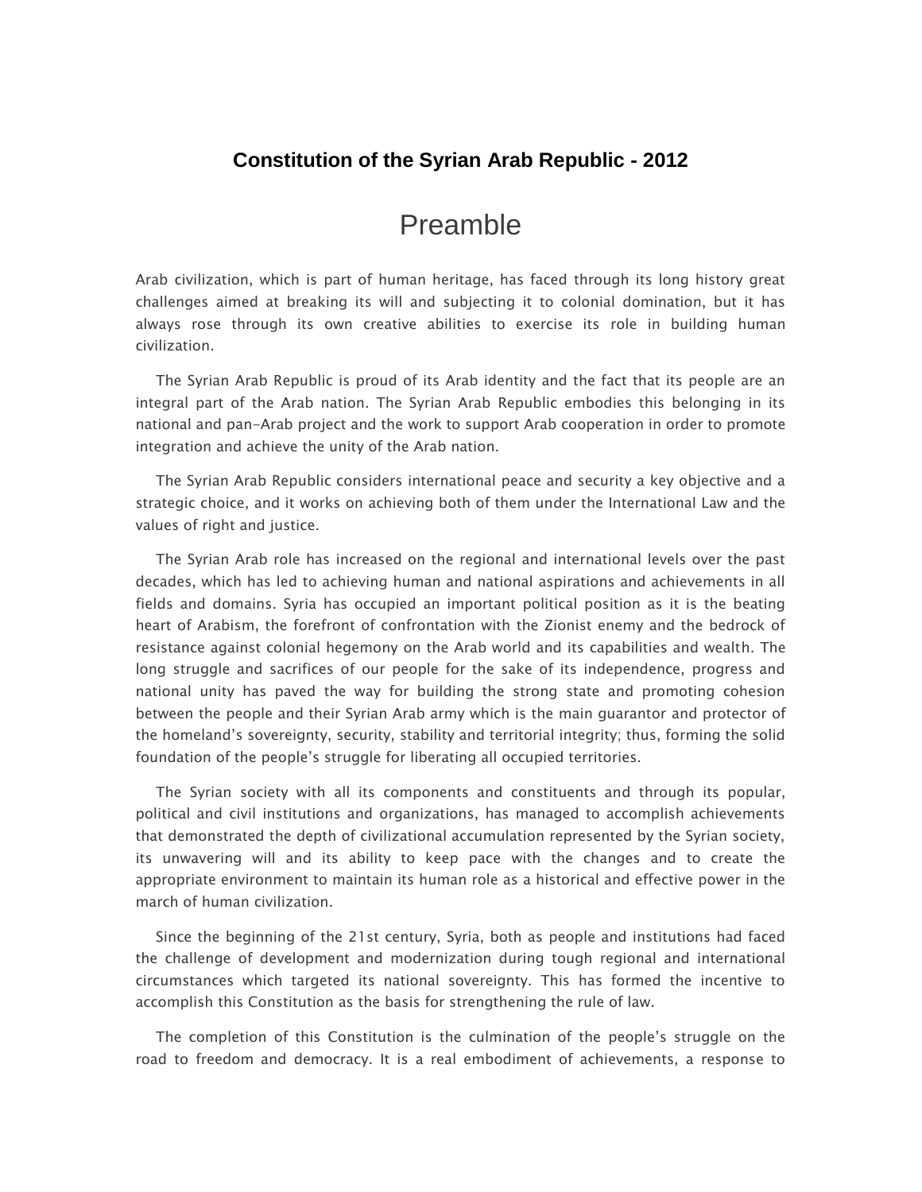# Constitution of the Syrian Arab Republic - 2012

## Preamble

Arab civilization, which is part of human heritage, has faced through its long history great challenges aimed at breaking its will and subjecting it to colonial domination, but it has always rose through its own creative abilities to exercise its role in building human civilization.

The Syrian Arab Republic is proud of its Arab identity and the fact that its people are an integral part of the Arab nation. The Syrian Arab Republic embodies this belonging in its national and pan-Arab project and the work to support Arab cooperation in order to promote integration and achieve the unity of the Arab nation.

The Syrian Arab Republic considers international peace and security a key objective and a strategic choice, and it works on achieving both of them under the International Law and the values of right and justice.

The Syrian Arab role has increased on the regional and international levels over the past decades, which has led to achieving human and national aspirations and achievements in all fields and domains. Syria has occupied an important political position as it is the beating heart of Arabism, the forefront of confrontation with the Zionist enemy and the bedrock of resistance against colonial hegemony on the Arab world and its capabilities and wealth. The long struggle and sacrifices of our people for the sake of its independence, progress and national unity has paved the way for building the strong state and promoting cohesion between the people and their Syrian Arab army which is the main guarantor and protector of the homeland's sovereignty, security, stability and territorial integrity; thus, forming the solid foundation of the people's struggle for liberating all occupied territories.

The Syrian society with all its components and constituents and through its popular, political and civil institutions and organizations, has managed to accomplish achievements that demonstrated the depth of civilizational accumulation represented by the Syrian society, its unwavering will and its ability to keep pace with the changes and to create the appropriate environment to maintain its human role as a historical and effective power in the march of human civilization.

Since the beginning of the 21st century, Syria, both as people and institutions had faced the challenge of development and modernization during tough regional and international circumstances which targeted its national sovereignty. This has formed the incentive to accomplish this Constitution as the basis for strengthening the rule of law.

The completion of this Constitution is the culmination of the people's struggle on the road to freedom and democracy. It is a real embodiment of achievements, a response to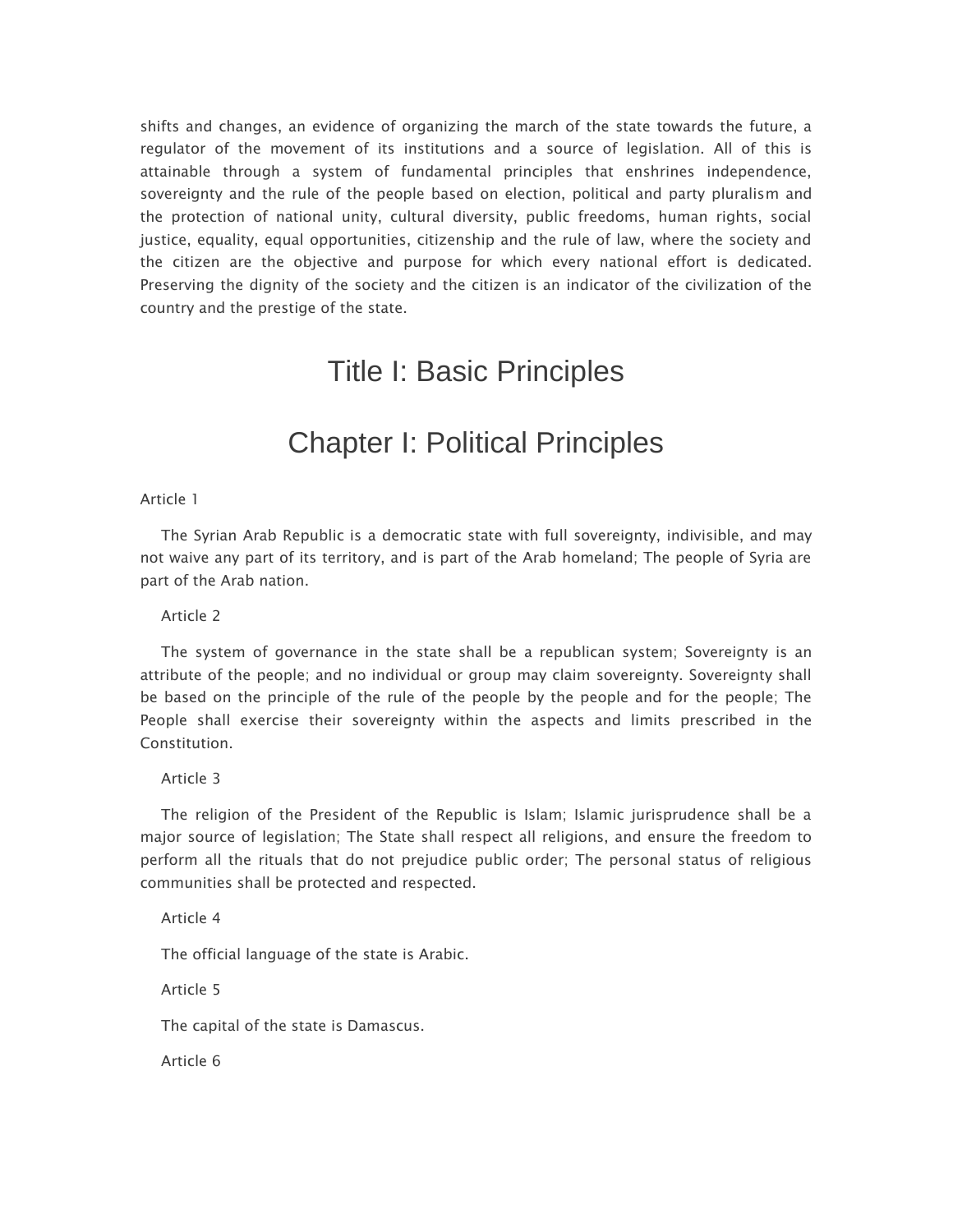shifts and changes, an evidence of organizing the march of the state towards the future, a regulator of the movement of its institutions and a source of legislation. All of this is attainable through a system of fundamental principles that enshrines independence, sovereignty and the rule of the people based on election, political and party pluralism and the protection of national unity, cultural diversity, public freedoms, human rights, social justice, equality, equal opportunities, citizenship and the rule of law, where the society and the citizen are the objective and purpose for which every national effort is dedicated. Preserving the dignity of the society and the citizen is an indicator of the civilization of the country and the prestige of the state.

# Title I: Basic Principles

## Chapter I: Political Principles

Article 1

The Syrian Arab Republic is a democratic state with full sovereignty, indivisible, and may not waive any part of its territory, and is part of the Arab homeland; The people of Syria are part of the Arab nation.

Article 2

The system of governance in the state shall be a republican system; Sovereignty is an attribute of the people; and no individual or group may claim sovereignty. Sovereignty shall be based on the principle of the rule of the people by the people and for the people; The People shall exercise their sovereignty within the aspects and limits prescribed in the Constitution.

Article 3

The religion of the President of the Republic is Islam; Islamic jurisprudence shall be a major source of legislation; The State shall respect all religions, and ensure the freedom to perform all the rituals that do not prejudice public order; The personal status of religious communities shall be protected and respected.

Article 4

The official language of the state is Arabic.

Article 5

The capital of the state is Damascus.

Article 6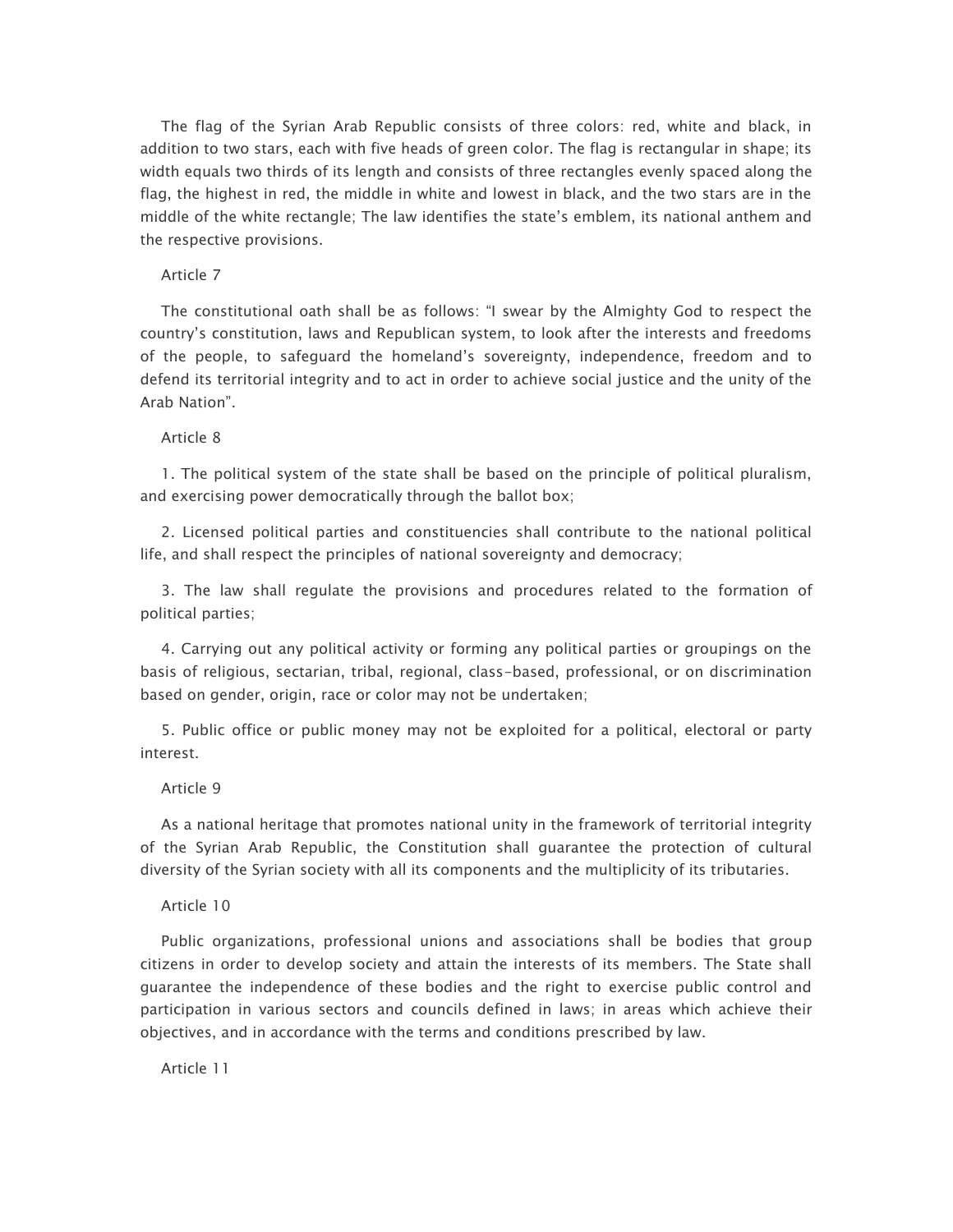The flag of the Syrian Arab Republic consists of three colors: red, white and black, in addition to two stars, each with five heads of green color. The flag is rectangular in shape; its width equals two thirds of its length and consists of three rectangles evenly spaced along the flag, the highest in red, the middle in white and lowest in black, and the two stars are in the middle of the white rectangle; The law identifies the state's emblem, its national anthem and the respective provisions.

Article 7

The constitutional oath shall be as follows: "I swear by the Almighty God to respect the country's constitution, laws and Republican system, to look after the interests and freedoms of the people, to safeguard the homeland's sovereignty, independence, freedom and to defend its territorial integrity and to act in order to achieve social justice and the unity of the Arab Nation".

Article 8

1. The political system of the state shall be based on the principle of political pluralism, and exercising power democratically through the ballot box;

2. Licensed political parties and constituencies shall contribute to the national political life, and shall respect the principles of national sovereignty and democracy;

3. The law shall regulate the provisions and procedures related to the formation of political parties;

4. Carrying out any political activity or forming any political parties or groupings on the basis of religious, sectarian, tribal, regional, class-based, professional, or on discrimination based on gender, origin, race or color may not be undertaken;

5. Public office or public money may not be exploited for a political, electoral or party interest.

Article 9

As a national heritage that promotes national unity in the framework of territorial integrity of the Syrian Arab Republic, the Constitution shall guarantee the protection of cultural diversity of the Syrian society with all its components and the multiplicity of its tributaries.

Article 10

Public organizations, professional unions and associations shall be bodies that group citizens in order to develop society and attain the interests of its members. The State shall guarantee the independence of these bodies and the right to exercise public control and participation in various sectors and councils defined in laws; in areas which achieve their objectives, and in accordance with the terms and conditions prescribed by law.

Article 11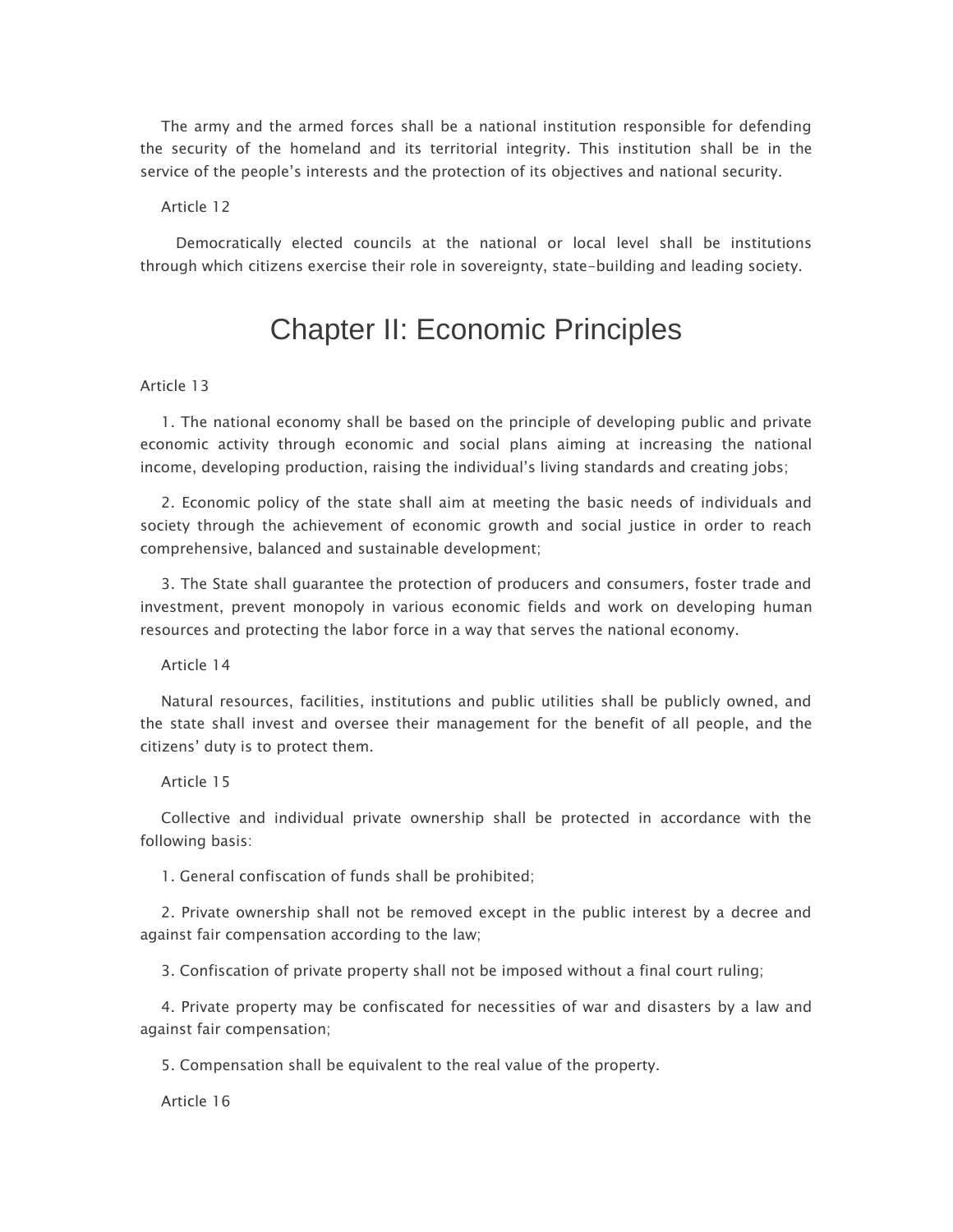The army and the armed forces shall be a national institution responsible for defending the security of the homeland and its territorial integrity. This institution shall be in the service of the people's interests and the protection of its objectives and national security.

Article 12

Democratically elected councils at the national or local level shall be institutions through which citizens exercise their role in sovereignty, state-building and leading society.

## Chapter II: Economic Principles

Article 13

1. The national economy shall be based on the principle of developing public and private economic activity through economic and social plans aiming at increasing the national income, developing production, raising the individual's living standards and creating jobs;

2. Economic policy of the state shall aim at meeting the basic needs of individuals and society through the achievement of economic growth and social justice in order to reach comprehensive, balanced and sustainable development;

3. The State shall guarantee the protection of producers and consumers, foster trade and investment, prevent monopoly in various economic fields and work on developing human resources and protecting the labor force in a way that serves the national economy.

Article 14

Natural resources, facilities, institutions and public utilities shall be publicly owned, and the state shall invest and oversee their management for the benefit of all people, and the citizens' duty is to protect them.

Article 15

Collective and individual private ownership shall be protected in accordance with the following basis:

1. General confiscation of funds shall be prohibited;

2. Private ownership shall not be removed except in the public interest by a decree and against fair compensation according to the law;

3. Confiscation of private property shall not be imposed without a final court ruling;

4. Private property may be confiscated for necessities of war and disasters by a law and against fair compensation;

5. Compensation shall be equivalent to the real value of the property.

Article 16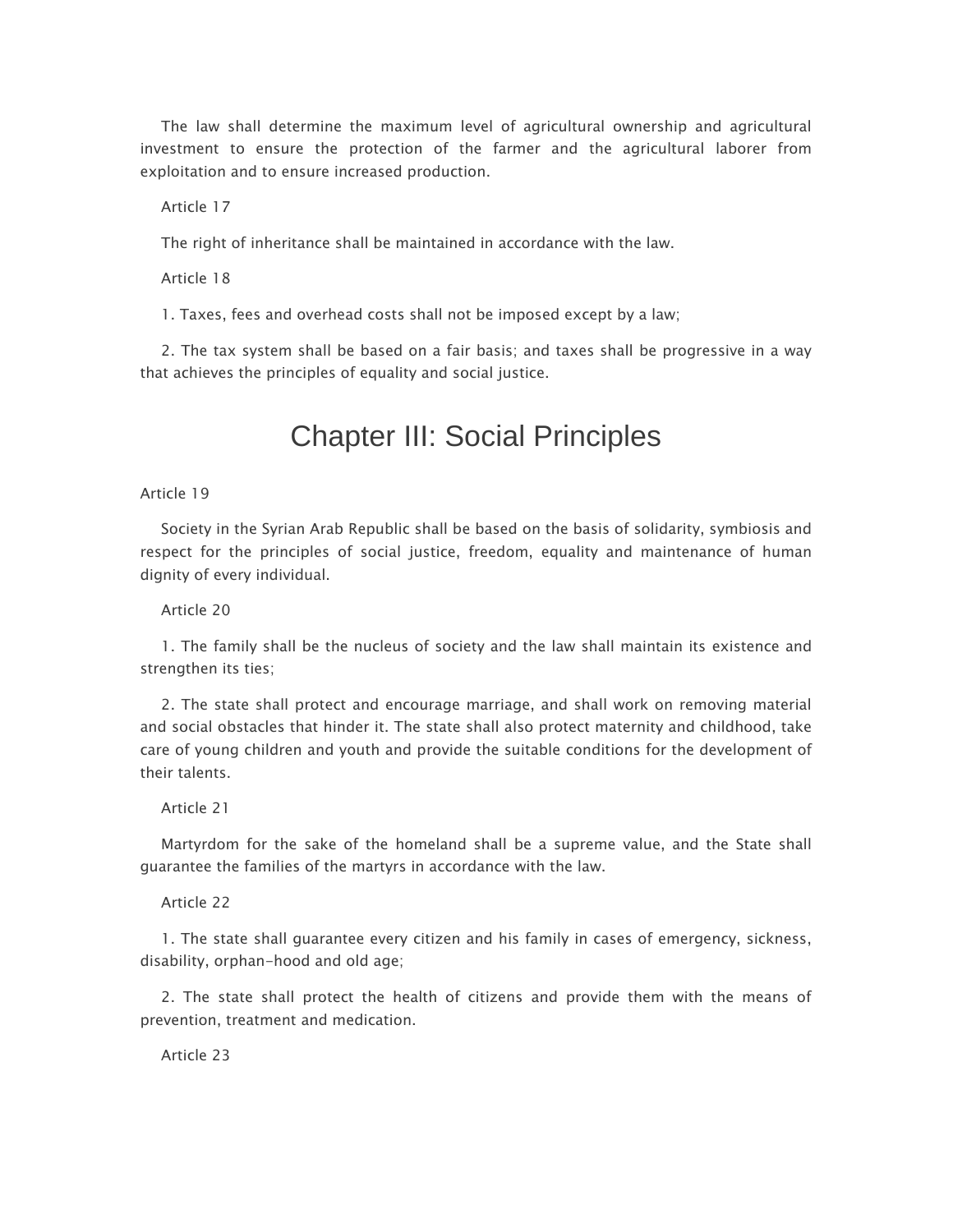The law shall determine the maximum level of agricultural ownership and agricultural investment to ensure the protection of the farmer and the agricultural laborer from exploitation and to ensure increased production.

Article 17

The right of inheritance shall be maintained in accordance with the law.

Article 18

1. Taxes, fees and overhead costs shall not be imposed except by a law;

2. The tax system shall be based on a fair basis; and taxes shall be progressive in a way that achieves the principles of equality and social justice.

## Chapter III: Social Principles

Article 19

Society in the Syrian Arab Republic shall be based on the basis of solidarity, symbiosis and respect for the principles of social justice, freedom, equality and maintenance of human dignity of every individual.

Article 20

1. The family shall be the nucleus of society and the law shall maintain its existence and strengthen its ties;

2. The state shall protect and encourage marriage, and shall work on removing material and social obstacles that hinder it. The state shall also protect maternity and childhood, take care of young children and youth and provide the suitable conditions for the development of their talents.

Article 21

Martyrdom for the sake of the homeland shall be a supreme value, and the State shall guarantee the families of the martyrs in accordance with the law.

Article 22

1. The state shall guarantee every citizen and his family in cases of emergency, sickness, disability, orphan-hood and old age;

2. The state shall protect the health of citizens and provide them with the means of prevention, treatment and medication.

Article 23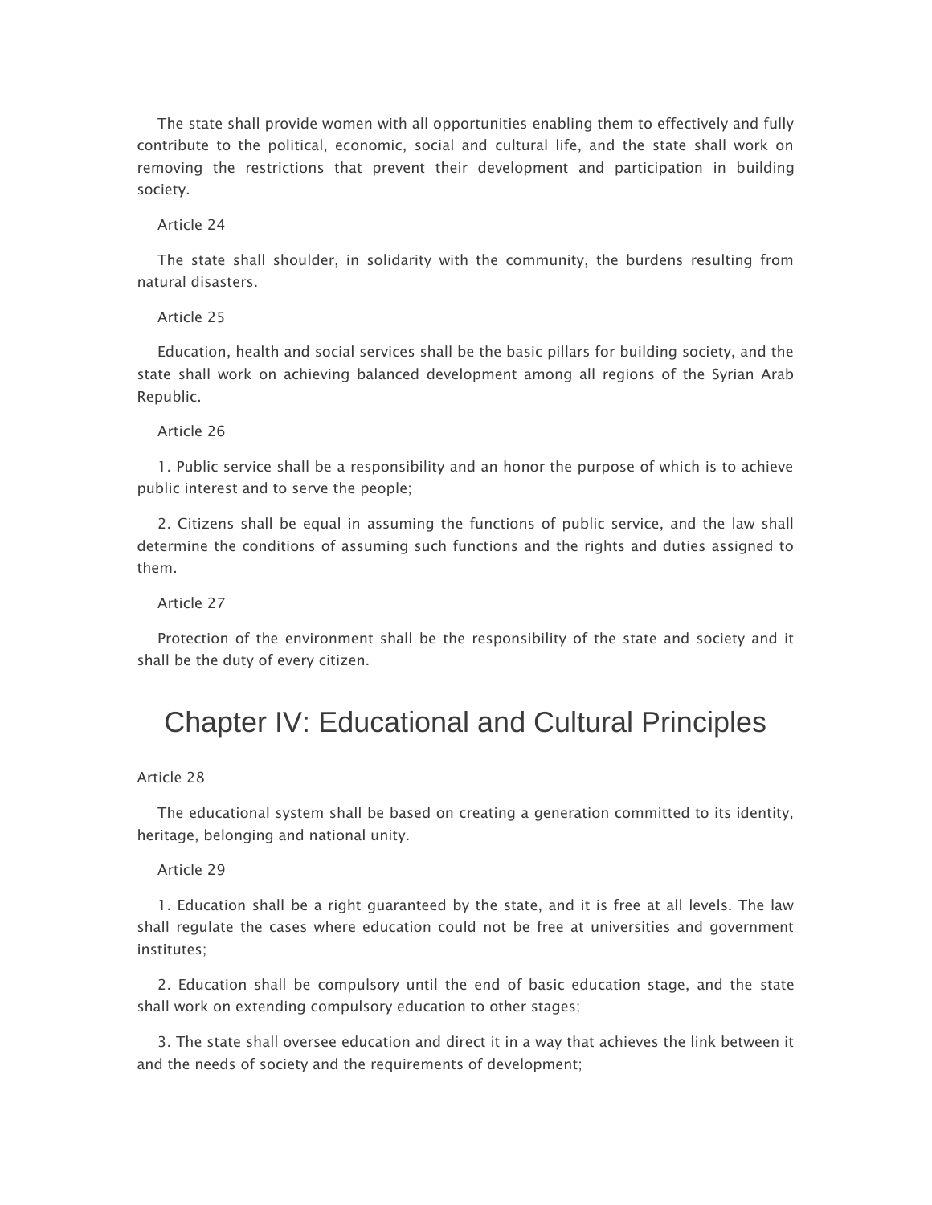The state shall provide women with all opportunities enabling them to effectively and fully contribute to the political, economic, social and cultural life, and the state shall work on removing the restrictions that prevent their development and participation in building society.

Article 24

The state shall shoulder, in solidarity with the community, the burdens resulting from natural disasters.

Article 25

Education, health and social services shall be the basic pillars for building society, and the state shall work on achieving balanced development among all regions of the Syrian Arab Republic.

Article 26

1. Public service shall be a responsibility and an honor the purpose of which is to achieve public interest and to serve the people;

2. Citizens shall be equal in assuming the functions of public service, and the law shall determine the conditions of assuming such functions and the rights and duties assigned to them.

Article 27

Protection of the environment shall be the responsibility of the state and society and it shall be the duty of every citizen.

## Chapter IV: Educational and Cultural Principles

Article 28

The educational system shall be based on creating a generation committed to its identity, heritage, belonging and national unity.

Article 29

1. Education shall be a right guaranteed by the state, and it is free at all levels. The law shall regulate the cases where education could not be free at universities and government institutes;

2. Education shall be compulsory until the end of basic education stage, and the state shall work on extending compulsory education to other stages;

3. The state shall oversee education and direct it in a way that achieves the link between it and the needs of society and the requirements of development;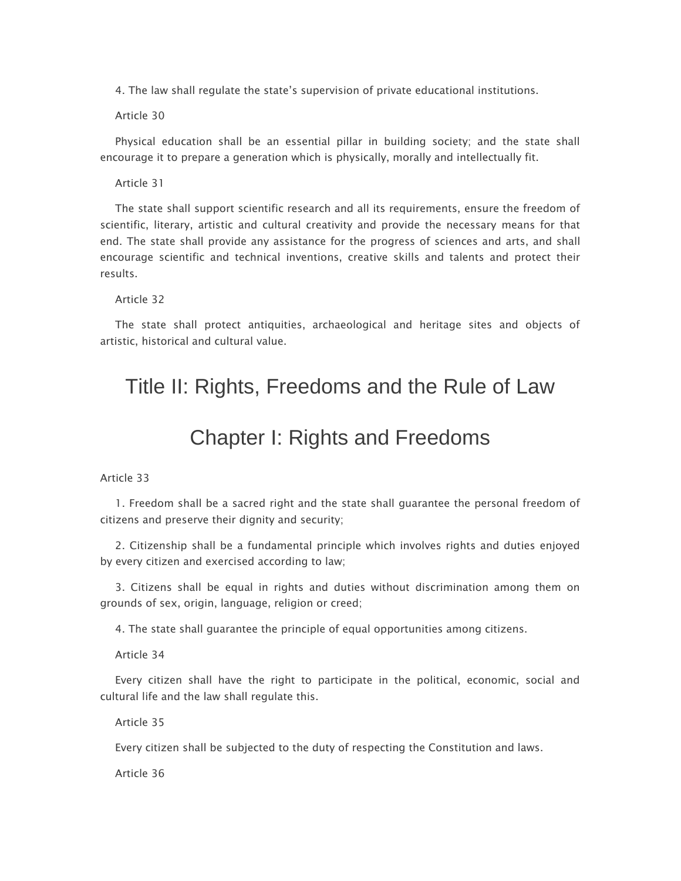4. The law shall regulate the state's supervision of private educational institutions.

Article 30

Physical education shall be an essential pillar in building society; and the state shall encourage it to prepare a generation which is physically, morally and intellectually fit.

Article 31

The state shall support scientific research and all its requirements, ensure the freedom of scientific, literary, artistic and cultural creativity and provide the necessary means for that end. The state shall provide any assistance for the progress of sciences and arts, and shall encourage scientific and technical inventions, creative skills and talents and protect their results.

Article 32

The state shall protect antiquities, archaeological and heritage sites and objects of artistic, historical and cultural value.

# Title II: Rights, Freedoms and the Rule of Law

## Chapter I: Rights and Freedoms

Article 33

1. Freedom shall be a sacred right and the state shall guarantee the personal freedom of citizens and preserve their dignity and security;

2. Citizenship shall be a fundamental principle which involves rights and duties enjoyed by every citizen and exercised according to law;

3. Citizens shall be equal in rights and duties without discrimination among them on grounds of sex, origin, language, religion or creed;

4. The state shall guarantee the principle of equal opportunities among citizens.

Article 34

Every citizen shall have the right to participate in the political, economic, social and cultural life and the law shall regulate this.

Article 35

Every citizen shall be subjected to the duty of respecting the Constitution and laws.

Article 36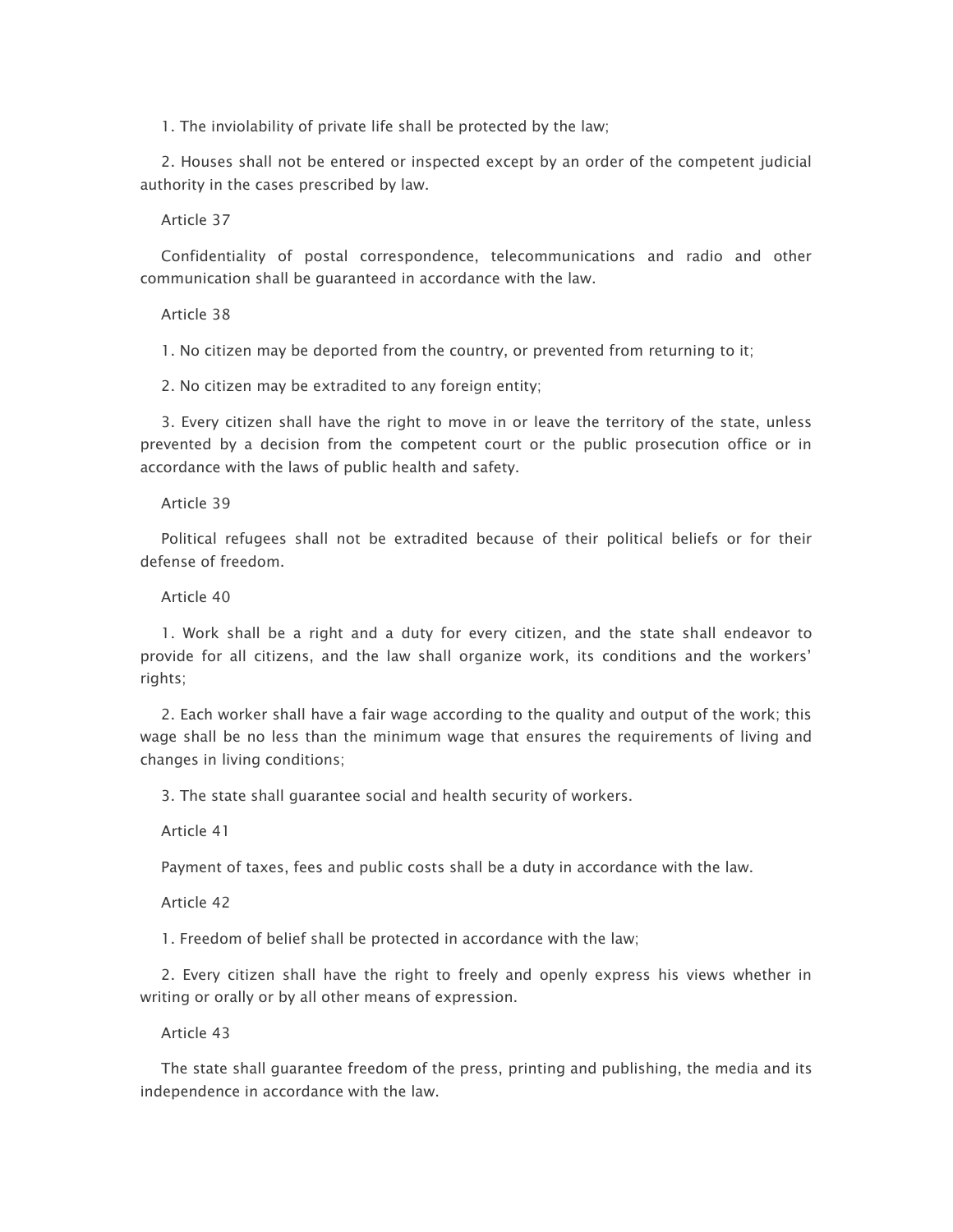1. The inviolability of private life shall be protected by the law;

2. Houses shall not be entered or inspected except by an order of the competent judicial authority in the cases prescribed by law.

Article 37

Confidentiality of postal correspondence, telecommunications and radio and other communication shall be guaranteed in accordance with the law.

Article 38

1. No citizen may be deported from the country, or prevented from returning to it;

2. No citizen may be extradited to any foreign entity;

3. Every citizen shall have the right to move in or leave the territory of the state, unless prevented by a decision from the competent court or the public prosecution office or in accordance with the laws of public health and safety.

Article 39

Political refugees shall not be extradited because of their political beliefs or for their defense of freedom.

Article 40

1. Work shall be a right and a duty for every citizen, and the state shall endeavor to provide for all citizens, and the law shall organize work, its conditions and the workers' rights;

2. Each worker shall have a fair wage according to the quality and output of the work; this wage shall be no less than the minimum wage that ensures the requirements of living and changes in living conditions;

3. The state shall guarantee social and health security of workers.

Article 41

Payment of taxes, fees and public costs shall be a duty in accordance with the law.

Article 42

1. Freedom of belief shall be protected in accordance with the law;

2. Every citizen shall have the right to freely and openly express his views whether in writing or orally or by all other means of expression.

Article 43

The state shall guarantee freedom of the press, printing and publishing, the media and its independence in accordance with the law.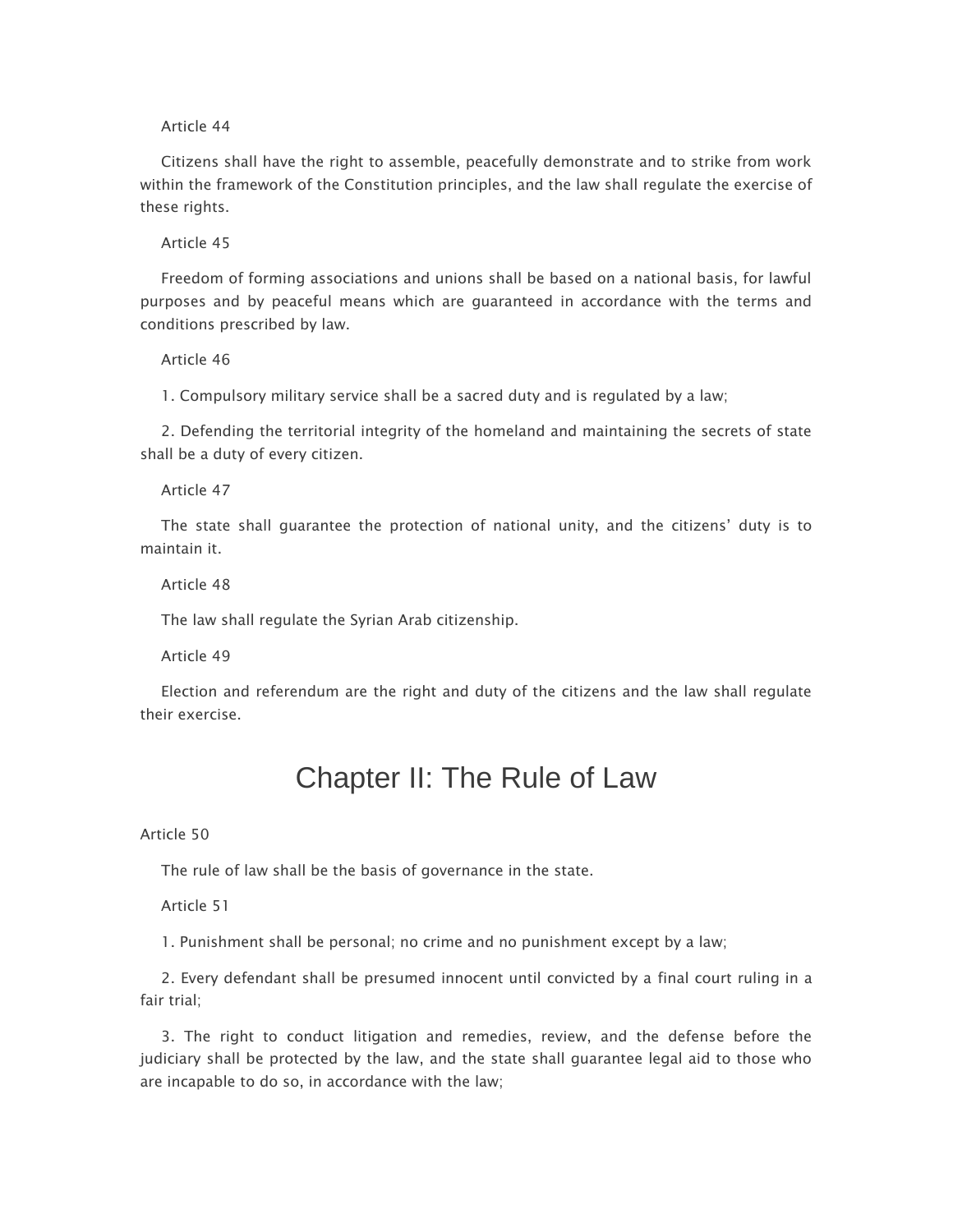Article 44

Citizens shall have the right to assemble, peacefully demonstrate and to strike from work within the framework of the Constitution principles, and the law shall regulate the exercise of these rights.

Article 45

Freedom of forming associations and unions shall be based on a national basis, for lawful purposes and by peaceful means which are guaranteed in accordance with the terms and conditions prescribed by law.

Article 46

1. Compulsory military service shall be a sacred duty and is regulated by a law;

2. Defending the territorial integrity of the homeland and maintaining the secrets of state shall be a duty of every citizen.

Article 47

The state shall guarantee the protection of national unity, and the citizens' duty is to maintain it.

Article 48

The law shall regulate the Syrian Arab citizenship.

Article 49

Election and referendum are the right and duty of the citizens and the law shall regulate their exercise.

## Chapter II: The Rule of Law

Article 50

The rule of law shall be the basis of governance in the state.

Article 51

1. Punishment shall be personal; no crime and no punishment except by a law;

2. Every defendant shall be presumed innocent until convicted by a final court ruling in a fair trial;

3. The right to conduct litigation and remedies, review, and the defense before the judiciary shall be protected by the law, and the state shall guarantee legal aid to those who are incapable to do so, in accordance with the law;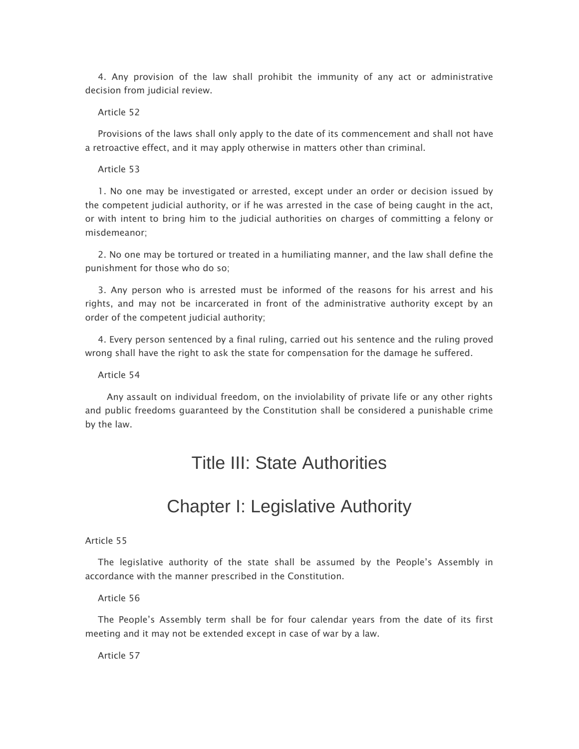4. Any provision of the law shall prohibit the immunity of any act or administrative decision from judicial review.

Article 52

Provisions of the laws shall only apply to the date of its commencement and shall not have a retroactive effect, and it may apply otherwise in matters other than criminal.

Article 53

1. No one may be investigated or arrested, except under an order or decision issued by the competent judicial authority, or if he was arrested in the case of being caught in the act, or with intent to bring him to the judicial authorities on charges of committing a felony or misdemeanor;

2. No one may be tortured or treated in a humiliating manner, and the law shall define the punishment for those who do so;

3. Any person who is arrested must be informed of the reasons for his arrest and his rights, and may not be incarcerated in front of the administrative authority except by an order of the competent judicial authority;

4. Every person sentenced by a final ruling, carried out his sentence and the ruling proved wrong shall have the right to ask the state for compensation for the damage he suffered.

Article 54

Any assault on individual freedom, on the inviolability of private life or any other rights and public freedoms guaranteed by the Constitution shall be considered a punishable crime by the law.

# Title III: State Authorities

## Chapter I: Legislative Authority

Article 55

The legislative authority of the state shall be assumed by the People's Assembly in accordance with the manner prescribed in the Constitution.

Article 56

The People's Assembly term shall be for four calendar years from the date of its first meeting and it may not be extended except in case of war by a law.

Article 57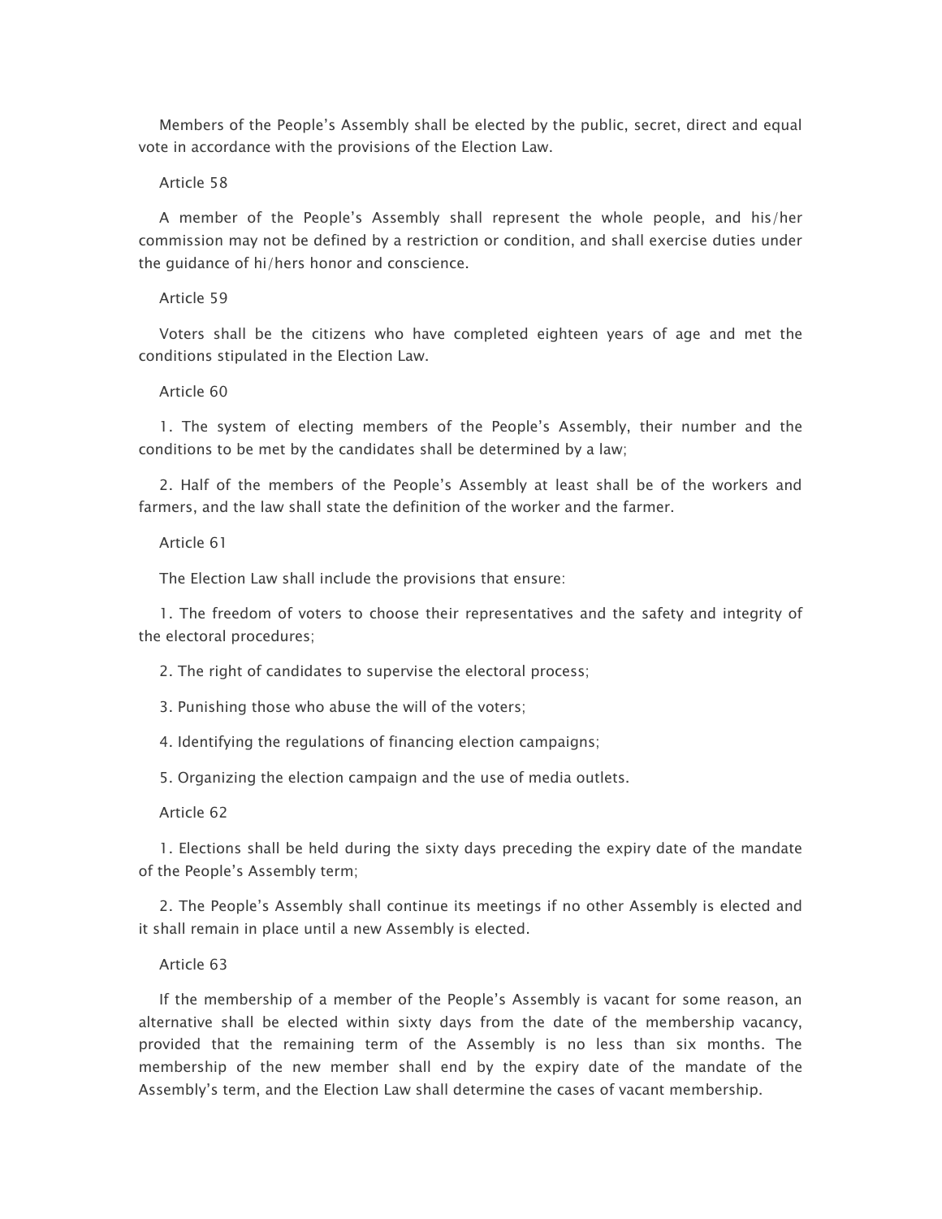Members of the People's Assembly shall be elected by the public, secret, direct and equal vote in accordance with the provisions of the Election Law.

Article 58

A member of the People's Assembly shall represent the whole people, and his/her commission may not be defined by a restriction or condition, and shall exercise duties under the guidance of hi/hers honor and conscience.

Article 59

Voters shall be the citizens who have completed eighteen years of age and met the conditions stipulated in the Election Law.

Article 60

1. The system of electing members of the People's Assembly, their number and the conditions to be met by the candidates shall be determined by a law;

2. Half of the members of the People's Assembly at least shall be of the workers and farmers, and the law shall state the definition of the worker and the farmer.

Article 61

The Election Law shall include the provisions that ensure:

1. The freedom of voters to choose their representatives and the safety and integrity of the electoral procedures;

2. The right of candidates to supervise the electoral process;

3. Punishing those who abuse the will of the voters;

4. Identifying the regulations of financing election campaigns;

5. Organizing the election campaign and the use of media outlets.

Article 62

1. Elections shall be held during the sixty days preceding the expiry date of the mandate of the People's Assembly term;

2. The People's Assembly shall continue its meetings if no other Assembly is elected and it shall remain in place until a new Assembly is elected.

Article 63

If the membership of a member of the People's Assembly is vacant for some reason, an alternative shall be elected within sixty days from the date of the membership vacancy, provided that the remaining term of the Assembly is no less than six months. The membership of the new member shall end by the expiry date of the mandate of the Assembly's term, and the Election Law shall determine the cases of vacant membership.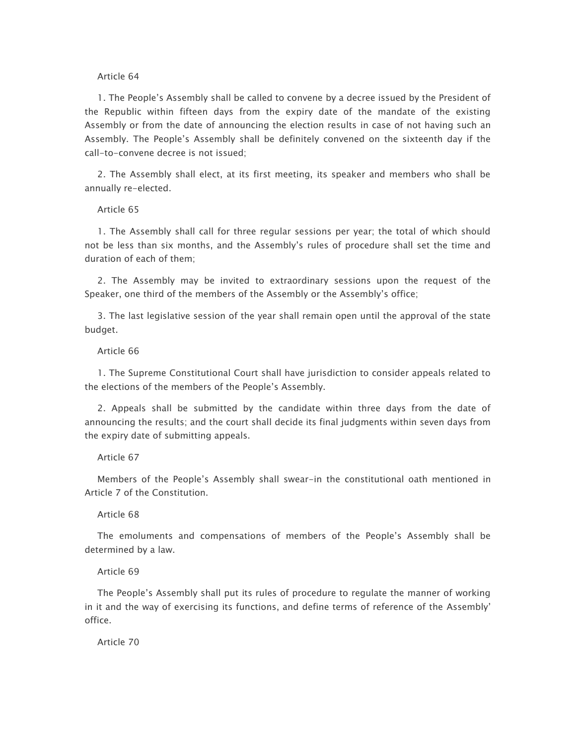Article 64

1. The People's Assembly shall be called to convene by a decree issued by the President of the Republic within fifteen days from the expiry date of the mandate of the existing Assembly or from the date of announcing the election results in case of not having such an Assembly. The People's Assembly shall be definitely convened on the sixteenth day if the call-to-convene decree is not issued;

2. The Assembly shall elect, at its first meeting, its speaker and members who shall be annually re-elected.

Article 65

1. The Assembly shall call for three regular sessions per year; the total of which should not be less than six months, and the Assembly's rules of procedure shall set the time and duration of each of them;

2. The Assembly may be invited to extraordinary sessions upon the request of the Speaker, one third of the members of the Assembly or the Assembly's office;

3. The last legislative session of the year shall remain open until the approval of the state budget.

Article 66

1. The Supreme Constitutional Court shall have jurisdiction to consider appeals related to the elections of the members of the People's Assembly.

2. Appeals shall be submitted by the candidate within three days from the date of announcing the results; and the court shall decide its final judgments within seven days from the expiry date of submitting appeals.

Article 67

Members of the People's Assembly shall swear-in the constitutional oath mentioned in Article 7 of the Constitution.

Article 68

The emoluments and compensations of members of the People's Assembly shall be determined by a law.

Article 69

The People's Assembly shall put its rules of procedure to regulate the manner of working in it and the way of exercising its functions, and define terms of reference of the Assembly' office.

Article 70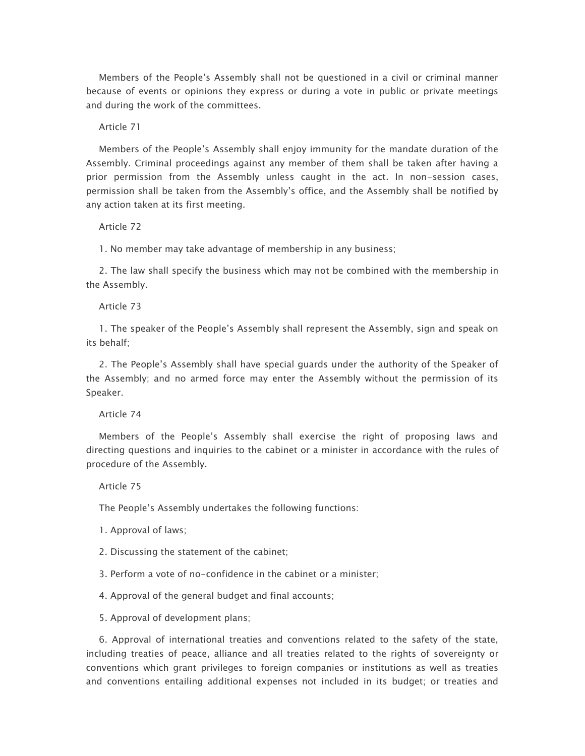Members of the People's Assembly shall not be questioned in a civil or criminal manner because of events or opinions they express or during a vote in public or private meetings and during the work of the committees.

Article 71

Members of the People's Assembly shall enjoy immunity for the mandate duration of the Assembly. Criminal proceedings against any member of them shall be taken after having a prior permission from the Assembly unless caught in the act. In non-session cases, permission shall be taken from the Assembly's office, and the Assembly shall be notified by any action taken at its first meeting.

Article 72

1. No member may take advantage of membership in any business;

2. The law shall specify the business which may not be combined with the membership in the Assembly.

Article 73

1. The speaker of the People's Assembly shall represent the Assembly, sign and speak on its behalf;

2. The People's Assembly shall have special guards under the authority of the Speaker of the Assembly; and no armed force may enter the Assembly without the permission of its Speaker.

Article 74

Members of the People's Assembly shall exercise the right of proposing laws and directing questions and inquiries to the cabinet or a minister in accordance with the rules of procedure of the Assembly.

Article 75

The People's Assembly undertakes the following functions:

1. Approval of laws;

2. Discussing the statement of the cabinet;

3. Perform a vote of no-confidence in the cabinet or a minister;

4. Approval of the general budget and final accounts;

5. Approval of development plans;

6. Approval of international treaties and conventions related to the safety of the state, including treaties of peace, alliance and all treaties related to the rights of sovereignty or conventions which grant privileges to foreign companies or institutions as well as treaties and conventions entailing additional expenses not included in its budget; or treaties and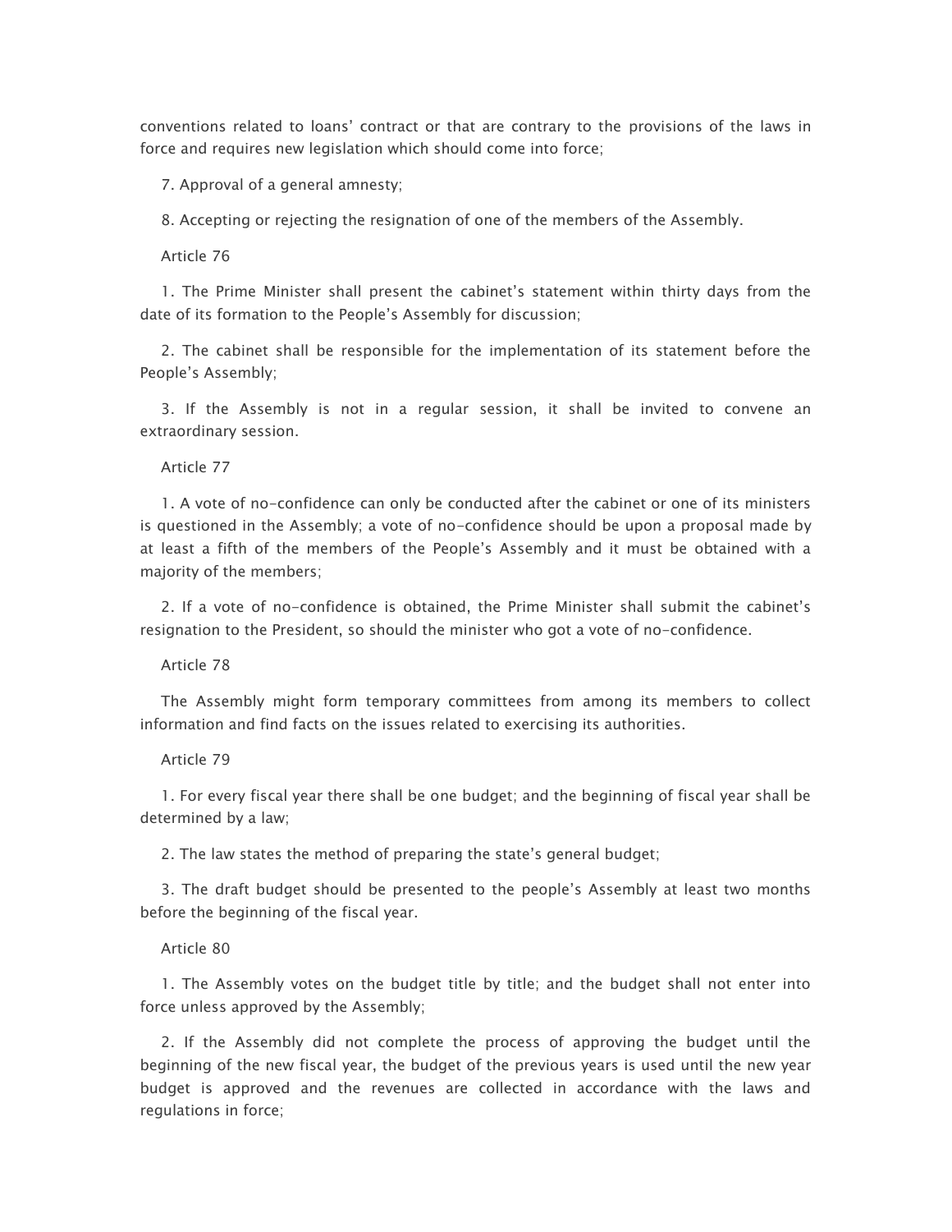conventions related to loans' contract or that are contrary to the provisions of the laws in force and requires new legislation which should come into force;

7. Approval of a general amnesty;

8. Accepting or rejecting the resignation of one of the members of the Assembly.

Article 76

1. The Prime Minister shall present the cabinet's statement within thirty days from the date of its formation to the People's Assembly for discussion;

2. The cabinet shall be responsible for the implementation of its statement before the People's Assembly;

3. If the Assembly is not in a regular session, it shall be invited to convene an extraordinary session.

Article 77

1. A vote of no-confidence can only be conducted after the cabinet or one of its ministers is questioned in the Assembly; a vote of no-confidence should be upon a proposal made by at least a fifth of the members of the People's Assembly and it must be obtained with a majority of the members;

2. If a vote of no-confidence is obtained, the Prime Minister shall submit the cabinet's resignation to the President, so should the minister who got a vote of no-confidence.

Article 78

The Assembly might form temporary committees from among its members to collect information and find facts on the issues related to exercising its authorities.

Article 79

1. For every fiscal year there shall be one budget; and the beginning of fiscal year shall be determined by a law;

2. The law states the method of preparing the state's general budget;

3. The draft budget should be presented to the people's Assembly at least two months before the beginning of the fiscal year.

Article 80

1. The Assembly votes on the budget title by title; and the budget shall not enter into force unless approved by the Assembly;

2. If the Assembly did not complete the process of approving the budget until the beginning of the new fiscal year, the budget of the previous years is used until the new year budget is approved and the revenues are collected in accordance with the laws and regulations in force;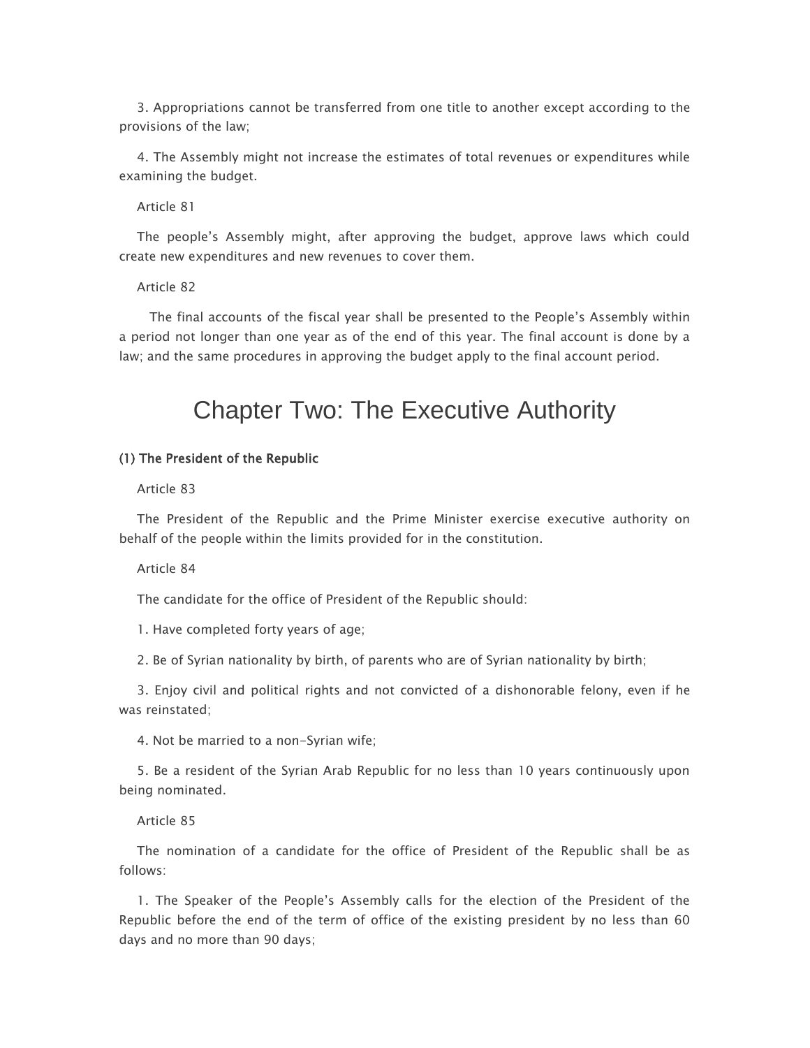3. Appropriations cannot be transferred from one title to another except according to the provisions of the law;

4. The Assembly might not increase the estimates of total revenues or expenditures while examining the budget.

Article 81

The people's Assembly might, after approving the budget, approve laws which could create new expenditures and new revenues to cover them.

Article 82

The final accounts of the fiscal year shall be presented to the People's Assembly within a period not longer than one year as of the end of this year. The final account is done by a law; and the same procedures in approving the budget apply to the final account period.

# Chapter Two: The Executive Authority

**(1) The President of the Republic**

Article 83

The President of the Republic and the Prime Minister exercise executive authority on behalf of the people within the limits provided for in the constitution.

Article 84

The candidate for the office of President of the Republic should:

1. Have completed forty years of age;

2. Be of Syrian nationality by birth, of parents who are of Syrian nationality by birth;

3. Enjoy civil and political rights and not convicted of a dishonorable felony, even if he was reinstated;

4. Not be married to a non-Syrian wife;

5. Be a resident of the Syrian Arab Republic for no less than 10 years continuously upon being nominated.

Article 85

The nomination of a candidate for the office of President of the Republic shall be as follows:

1. The Speaker of the People's Assembly calls for the election of the President of the Republic before the end of the term of office of the existing president by no less than 60 days and no more than 90 days;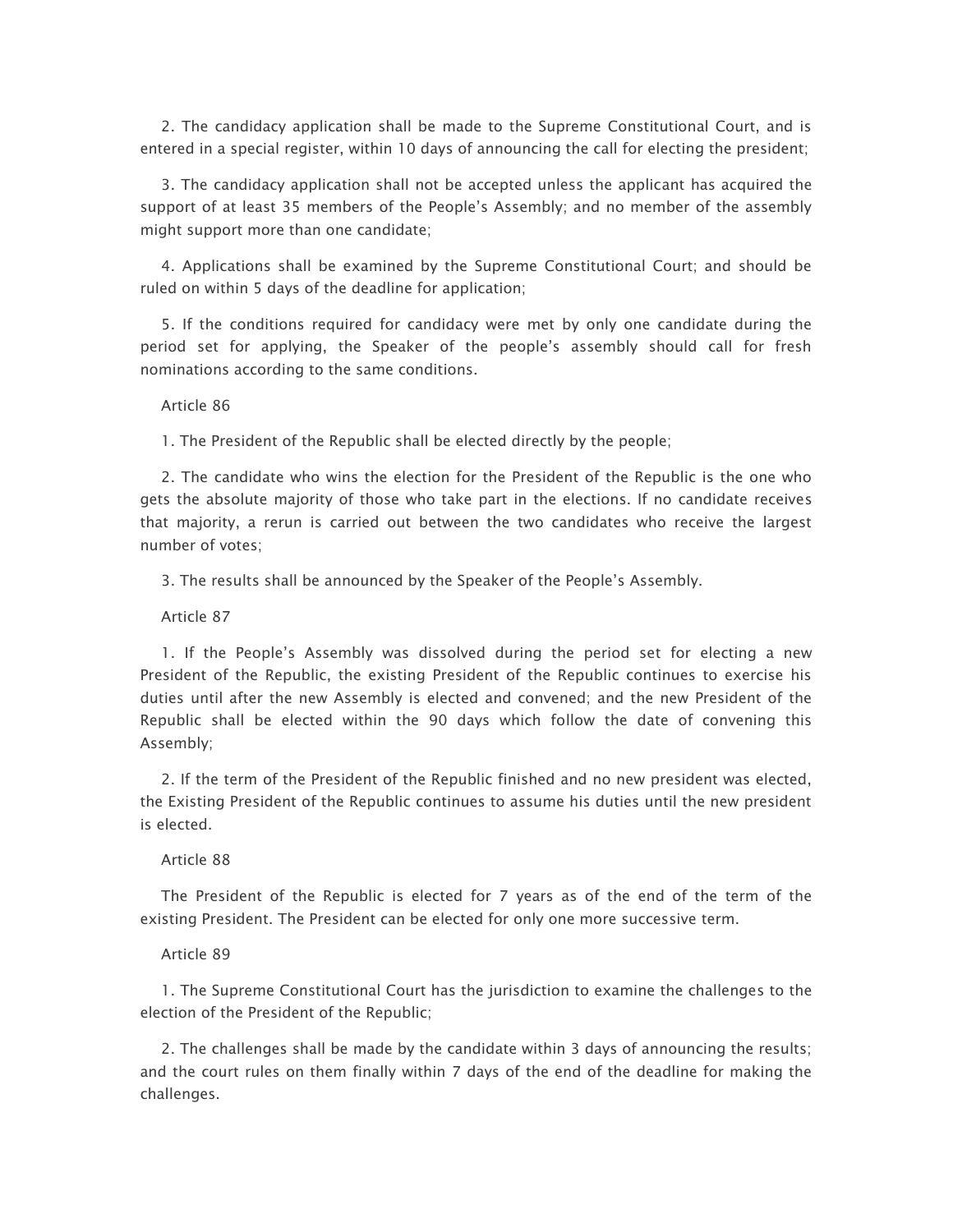2. The candidacy application shall be made to the Supreme Constitutional Court, and is entered in a special register, within 10 days of announcing the call for electing the president;

3. The candidacy application shall not be accepted unless the applicant has acquired the support of at least 35 members of the People's Assembly; and no member of the assembly might support more than one candidate;

4. Applications shall be examined by the Supreme Constitutional Court; and should be ruled on within 5 days of the deadline for application;

5. If the conditions required for candidacy were met by only one candidate during the period set for applying, the Speaker of the people's assembly should call for fresh nominations according to the same conditions.

Article 86

1. The President of the Republic shall be elected directly by the people;

2. The candidate who wins the election for the President of the Republic is the one who gets the absolute majority of those who take part in the elections. If no candidate receives that majority, a rerun is carried out between the two candidates who receive the largest number of votes;

3. The results shall be announced by the Speaker of the People's Assembly.

Article 87

1. If the People's Assembly was dissolved during the period set for electing a new President of the Republic, the existing President of the Republic continues to exercise his duties until after the new Assembly is elected and convened; and the new President of the Republic shall be elected within the 90 days which follow the date of convening this Assembly;

2. If the term of the President of the Republic finished and no new president was elected, the Existing President of the Republic continues to assume his duties until the new president is elected.

Article 88

The President of the Republic is elected for 7 years as of the end of the term of the existing President. The President can be elected for only one more successive term.

Article 89

1. The Supreme Constitutional Court has the jurisdiction to examine the challenges to the election of the President of the Republic;

2. The challenges shall be made by the candidate within 3 days of announcing the results; and the court rules on them finally within 7 days of the end of the deadline for making the challenges.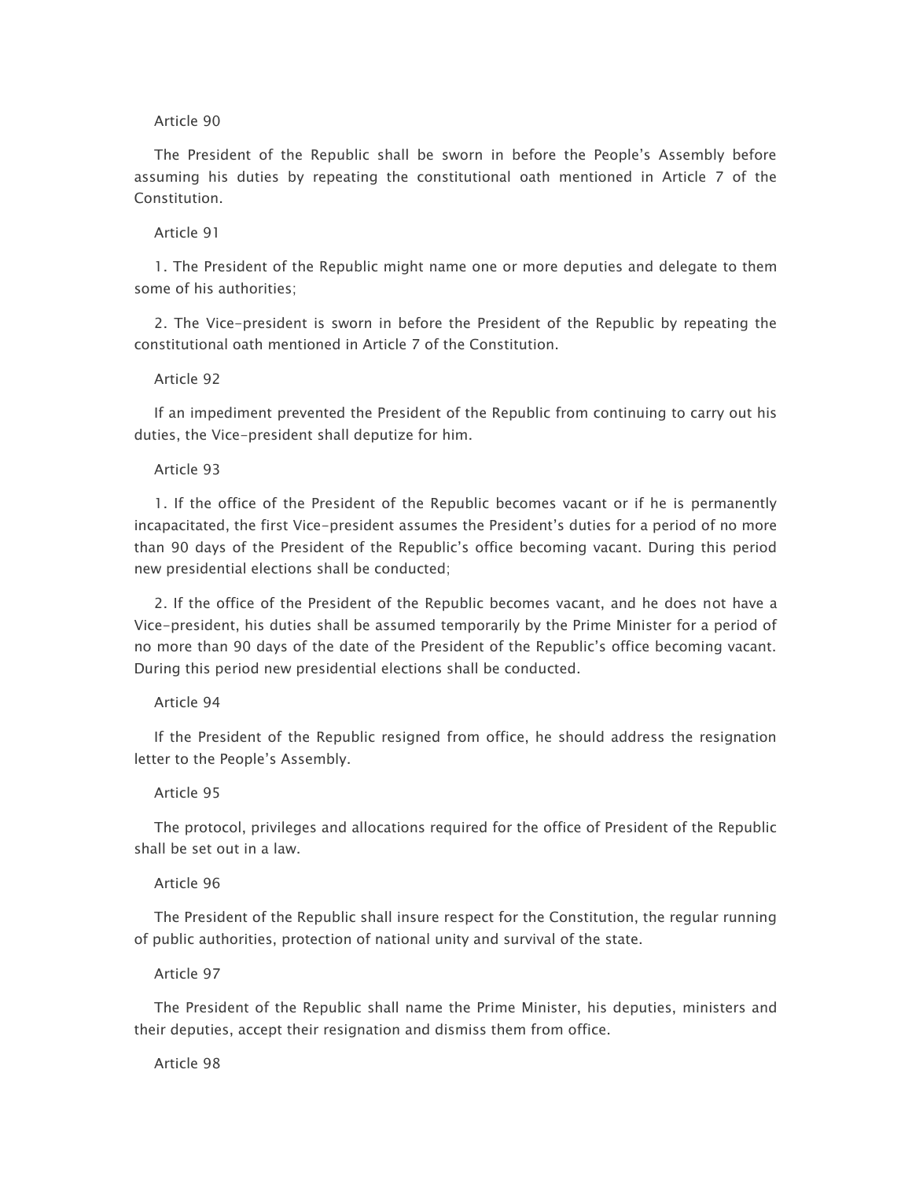Article 90

The President of the Republic shall be sworn in before the People's Assembly before assuming his duties by repeating the constitutional oath mentioned in Article 7 of the Constitution.

Article 91

1. The President of the Republic might name one or more deputies and delegate to them some of his authorities;

2. The Vice-president is sworn in before the President of the Republic by repeating the constitutional oath mentioned in Article 7 of the Constitution.

Article 92

If an impediment prevented the President of the Republic from continuing to carry out his duties, the Vice-president shall deputize for him.

Article 93

1. If the office of the President of the Republic becomes vacant or if he is permanently incapacitated, the first Vice-president assumes the President's duties for a period of no more than 90 days of the President of the Republic's office becoming vacant. During this period new presidential elections shall be conducted;

2. If the office of the President of the Republic becomes vacant, and he does not have a Vice-president, his duties shall be assumed temporarily by the Prime Minister for a period of no more than 90 days of the date of the President of the Republic's office becoming vacant. During this period new presidential elections shall be conducted.

Article 94

If the President of the Republic resigned from office, he should address the resignation letter to the People's Assembly.

Article 95

The protocol, privileges and allocations required for the office of President of the Republic shall be set out in a law.

Article 96

The President of the Republic shall insure respect for the Constitution, the regular running of public authorities, protection of national unity and survival of the state.

Article 97

The President of the Republic shall name the Prime Minister, his deputies, ministers and their deputies, accept their resignation and dismiss them from office.

Article 98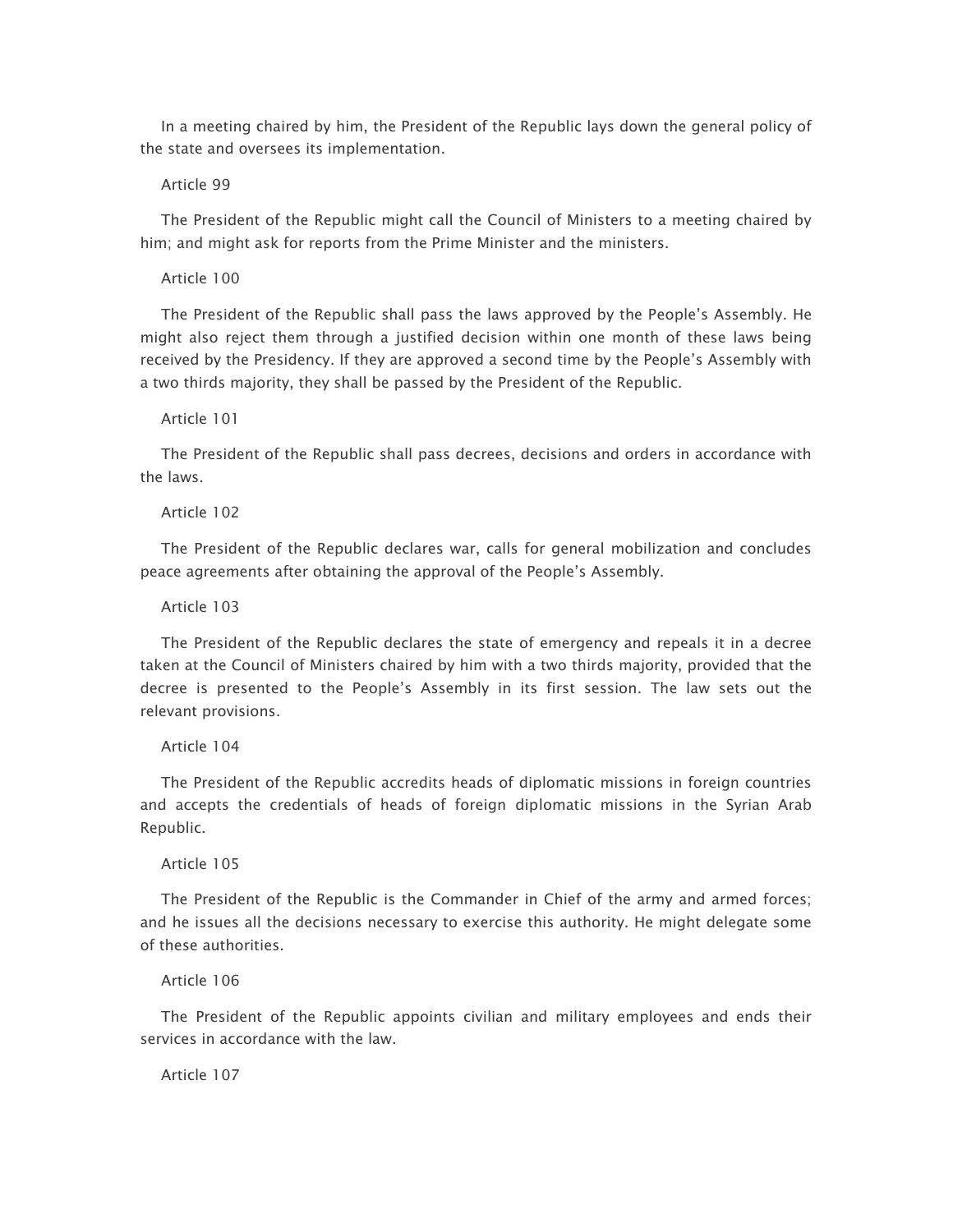In a meeting chaired by him, the President of the Republic lays down the general policy of the state and oversees its implementation.

Article 99

The President of the Republic might call the Council of Ministers to a meeting chaired by him; and might ask for reports from the Prime Minister and the ministers.

Article 100

The President of the Republic shall pass the laws approved by the People's Assembly. He might also reject them through a justified decision within one month of these laws being received by the Presidency. If they are approved a second time by the People's Assembly with a two thirds majority, they shall be passed by the President of the Republic.

Article 101

The President of the Republic shall pass decrees, decisions and orders in accordance with the laws.

Article 102

The President of the Republic declares war, calls for general mobilization and concludes peace agreements after obtaining the approval of the People's Assembly.

Article 103

The President of the Republic declares the state of emergency and repeals it in a decree taken at the Council of Ministers chaired by him with a two thirds majority, provided that the decree is presented to the People's Assembly in its first session. The law sets out the relevant provisions.

Article 104

The President of the Republic accredits heads of diplomatic missions in foreign countries and accepts the credentials of heads of foreign diplomatic missions in the Syrian Arab Republic.

Article 105

The President of the Republic is the Commander in Chief of the army and armed forces; and he issues all the decisions necessary to exercise this authority. He might delegate some of these authorities.

Article 106

The President of the Republic appoints civilian and military employees and ends their services in accordance with the law.

Article 107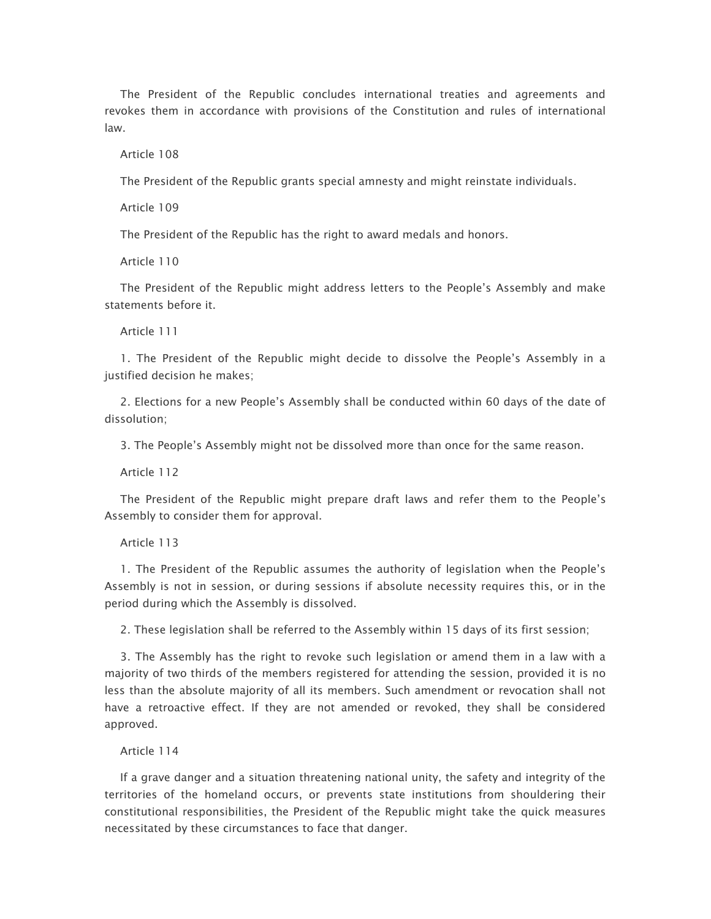The President of the Republic concludes international treaties and agreements and revokes them in accordance with provisions of the Constitution and rules of international law.

Article 108

The President of the Republic grants special amnesty and might reinstate individuals.

Article 109

The President of the Republic has the right to award medals and honors.

Article 110

The President of the Republic might address letters to the People's Assembly and make statements before it.

Article 111

1. The President of the Republic might decide to dissolve the People's Assembly in a justified decision he makes;

2. Elections for a new People's Assembly shall be conducted within 60 days of the date of dissolution;

3. The People's Assembly might not be dissolved more than once for the same reason.

Article 112

The President of the Republic might prepare draft laws and refer them to the People's Assembly to consider them for approval.

Article 113

1. The President of the Republic assumes the authority of legislation when the People's Assembly is not in session, or during sessions if absolute necessity requires this, or in the period during which the Assembly is dissolved.

2. These legislation shall be referred to the Assembly within 15 days of its first session;

3. The Assembly has the right to revoke such legislation or amend them in a law with a majority of two thirds of the members registered for attending the session, provided it is no less than the absolute majority of all its members. Such amendment or revocation shall not have a retroactive effect. If they are not amended or revoked, they shall be considered approved.

Article 114

If a grave danger and a situation threatening national unity, the safety and integrity of the territories of the homeland occurs, or prevents state institutions from shouldering their constitutional responsibilities, the President of the Republic might take the quick measures necessitated by these circumstances to face that danger.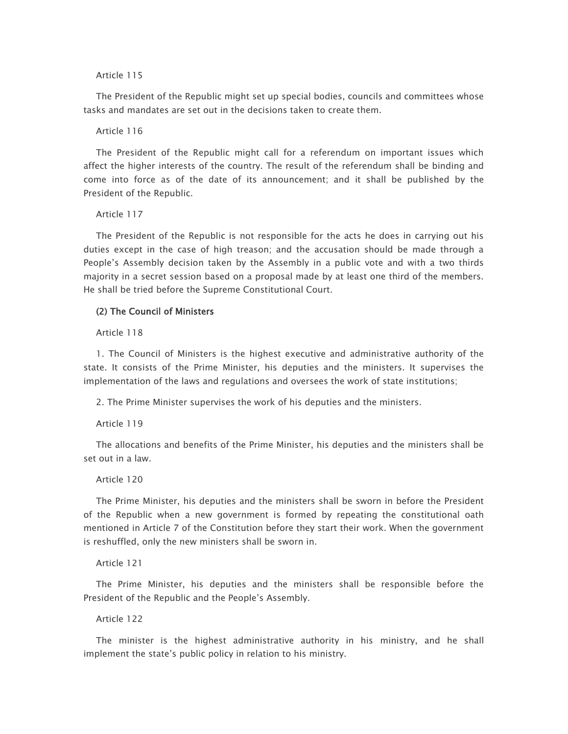Article 115

The President of the Republic might set up special bodies, councils and committees whose tasks and mandates are set out in the decisions taken to create them.

Article 116

The President of the Republic might call for a referendum on important issues which affect the higher interests of the country. The result of the referendum shall be binding and come into force as of the date of its announcement; and it shall be published by the President of the Republic.

Article 117

The President of the Republic is not responsible for the acts he does in carrying out his duties except in the case of high treason; and the accusation should be made through a People's Assembly decision taken by the Assembly in a public vote and with a two thirds majority in a secret session based on a proposal made by at least one third of the members. He shall be tried before the Supreme Constitutional Court.

**(2) The Council of Ministers**

Article 118

1. The Council of Ministers is the highest executive and administrative authority of the state. It consists of the Prime Minister, his deputies and the ministers. It supervises the implementation of the laws and regulations and oversees the work of state institutions;

2. The Prime Minister supervises the work of his deputies and the ministers.

Article 119

The allocations and benefits of the Prime Minister, his deputies and the ministers shall be set out in a law.

Article 120

The Prime Minister, his deputies and the ministers shall be sworn in before the President of the Republic when a new government is formed by repeating the constitutional oath mentioned in Article 7 of the Constitution before they start their work. When the government is reshuffled, only the new ministers shall be sworn in.

Article 121

The Prime Minister, his deputies and the ministers shall be responsible before the President of the Republic and the People's Assembly.

Article 122

The minister is the highest administrative authority in his ministry, and he shall implement the state's public policy in relation to his ministry.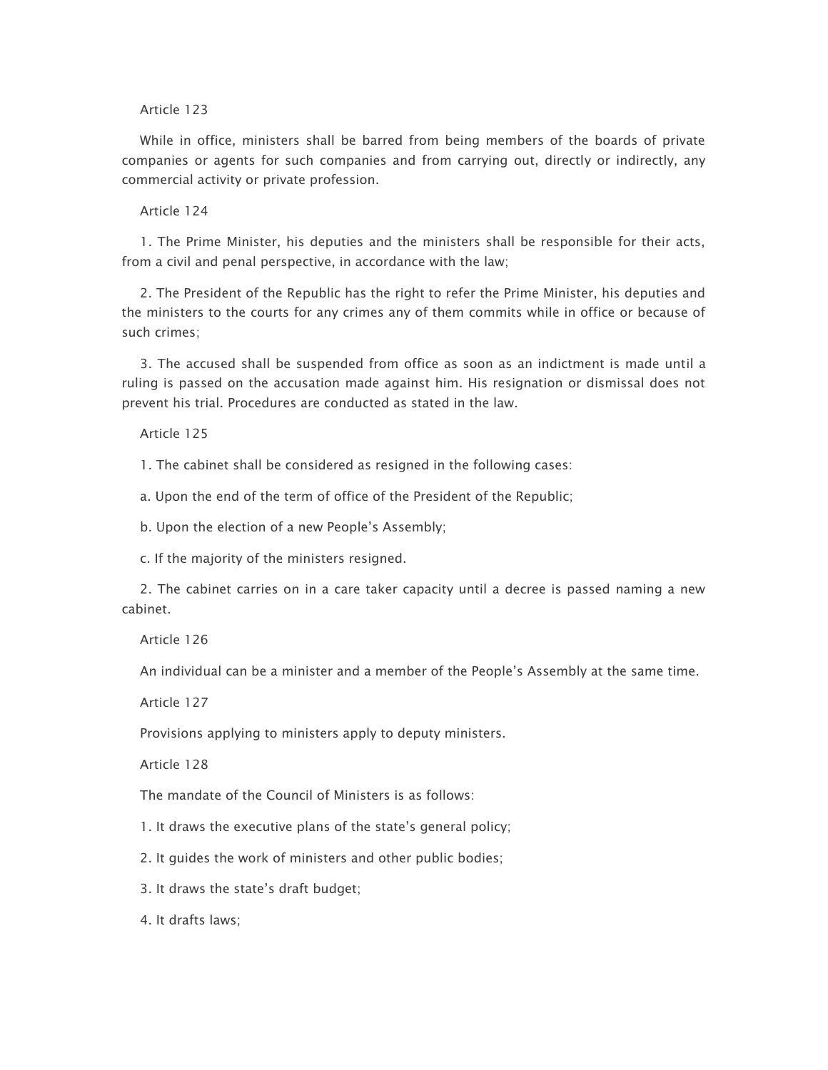Article 123

While in office, ministers shall be barred from being members of the boards of private companies or agents for such companies and from carrying out, directly or indirectly, any commercial activity or private profession.

Article 124

1. The Prime Minister, his deputies and the ministers shall be responsible for their acts, from a civil and penal perspective, in accordance with the law;

2. The President of the Republic has the right to refer the Prime Minister, his deputies and the ministers to the courts for any crimes any of them commits while in office or because of such crimes;

3. The accused shall be suspended from office as soon as an indictment is made until a ruling is passed on the accusation made against him. His resignation or dismissal does not prevent his trial. Procedures are conducted as stated in the law.

Article 125

1. The cabinet shall be considered as resigned in the following cases:

a. Upon the end of the term of office of the President of the Republic;

b. Upon the election of a new People's Assembly;

c. If the majority of the ministers resigned.

2. The cabinet carries on in a care taker capacity until a decree is passed naming a new cabinet.

Article 126

An individual can be a minister and a member of the People's Assembly at the same time.

Article 127

Provisions applying to ministers apply to deputy ministers.

Article 128

The mandate of the Council of Ministers is as follows:

1. It draws the executive plans of the state's general policy;

2. It guides the work of ministers and other public bodies;

3. It draws the state's draft budget;

4. It drafts laws;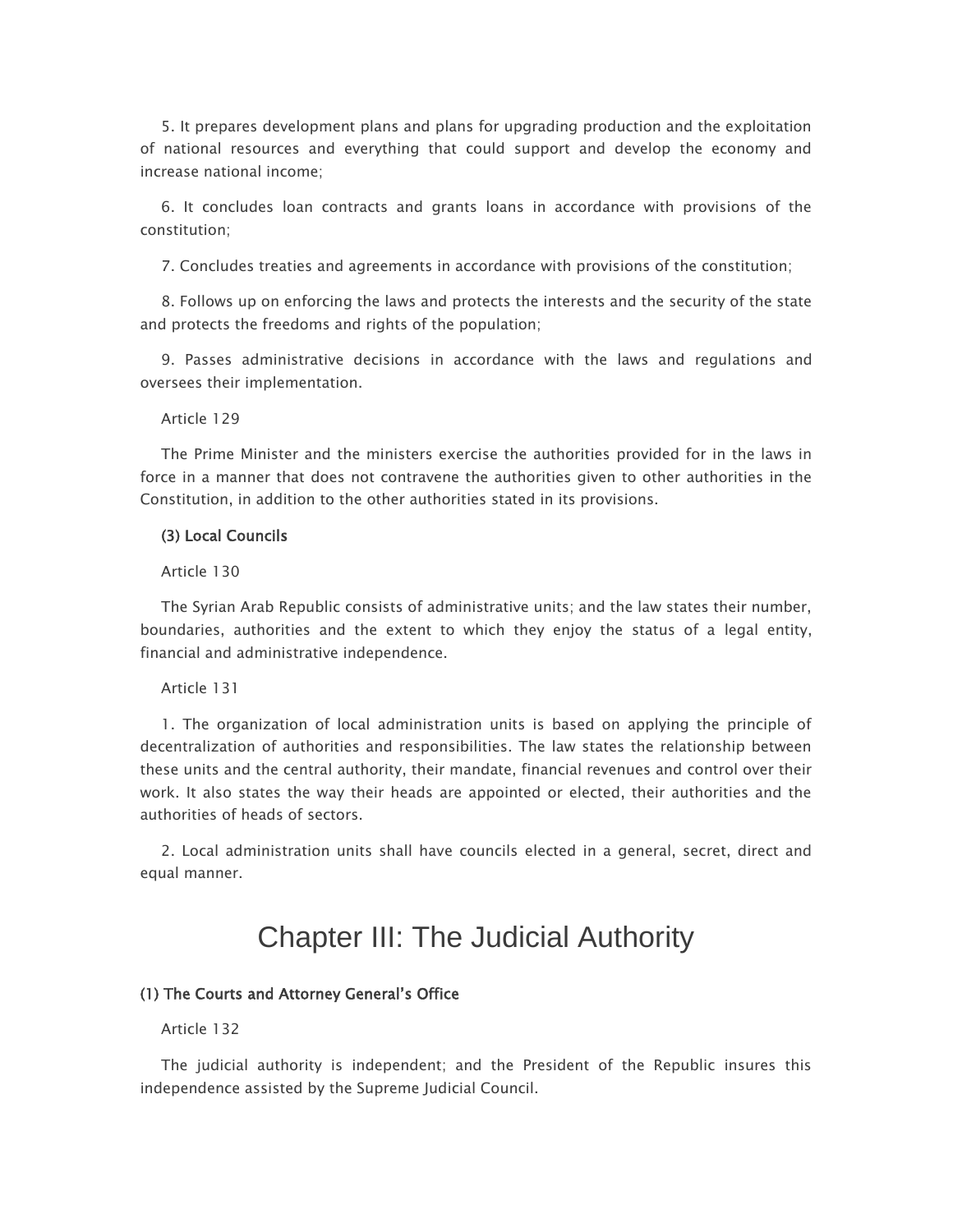5. It prepares development plans and plans for upgrading production and the exploitation of national resources and everything that could support and develop the economy and increase national income;

6. It concludes loan contracts and grants loans in accordance with provisions of the constitution;

7. Concludes treaties and agreements in accordance with provisions of the constitution;

8. Follows up on enforcing the laws and protects the interests and the security of the state and protects the freedoms and rights of the population;

9. Passes administrative decisions in accordance with the laws and regulations and oversees their implementation.

Article 129

The Prime Minister and the ministers exercise the authorities provided for in the laws in force in a manner that does not contravene the authorities given to other authorities in the Constitution, in addition to the other authorities stated in its provisions.

**(3) Local Councils**

Article 130

The Syrian Arab Republic consists of administrative units; and the law states their number, boundaries, authorities and the extent to which they enjoy the status of a legal entity, financial and administrative independence.

Article 131

1. The organization of local administration units is based on applying the principle of decentralization of authorities and responsibilities. The law states the relationship between these units and the central authority, their mandate, financial revenues and control over their work. It also states the way their heads are appointed or elected, their authorities and the authorities of heads of sectors.

2. Local administration units shall have councils elected in a general, secret, direct and equal manner.

# Chapter III: The Judicial Authority

**(1) The Courts and Attorney General's Office**

Article 132

The judicial authority is independent; and the President of the Republic insures this independence assisted by the Supreme Judicial Council.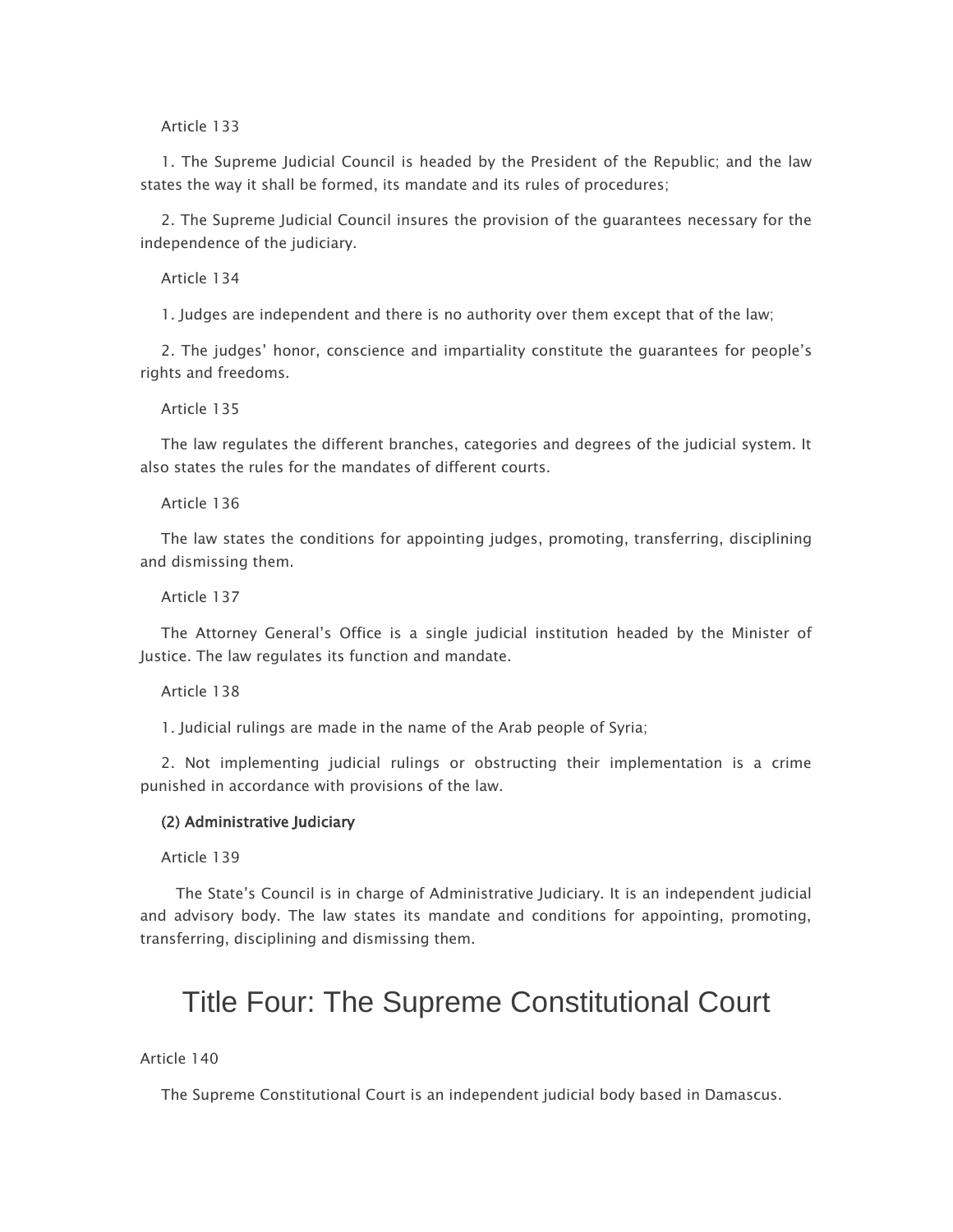Article 133

1. The Supreme Judicial Council is headed by the President of the Republic; and the law states the way it shall be formed, its mandate and its rules of procedures;

2. The Supreme Judicial Council insures the provision of the guarantees necessary for the independence of the judiciary.

Article 134

1. Judges are independent and there is no authority over them except that of the law;

2. The judges' honor, conscience and impartiality constitute the guarantees for people's rights and freedoms.

Article 135

The law regulates the different branches, categories and degrees of the judicial system. It also states the rules for the mandates of different courts.

Article 136

The law states the conditions for appointing judges, promoting, transferring, disciplining and dismissing them.

Article 137

The Attorney General's Office is a single judicial institution headed by the Minister of Justice. The law regulates its function and mandate.

Article 138

1. Judicial rulings are made in the name of the Arab people of Syria;

2. Not implementing judicial rulings or obstructing their implementation is a crime punished in accordance with provisions of the law.

**(2) Administrative Judiciary**

Article 139

The State's Council is in charge of Administrative Judiciary. It is an independent judicial and advisory body. The law states its mandate and conditions for appointing, promoting, transferring, disciplining and dismissing them.

# Title Four: The Supreme Constitutional Court

Article 140

The Supreme Constitutional Court is an independent judicial body based in Damascus.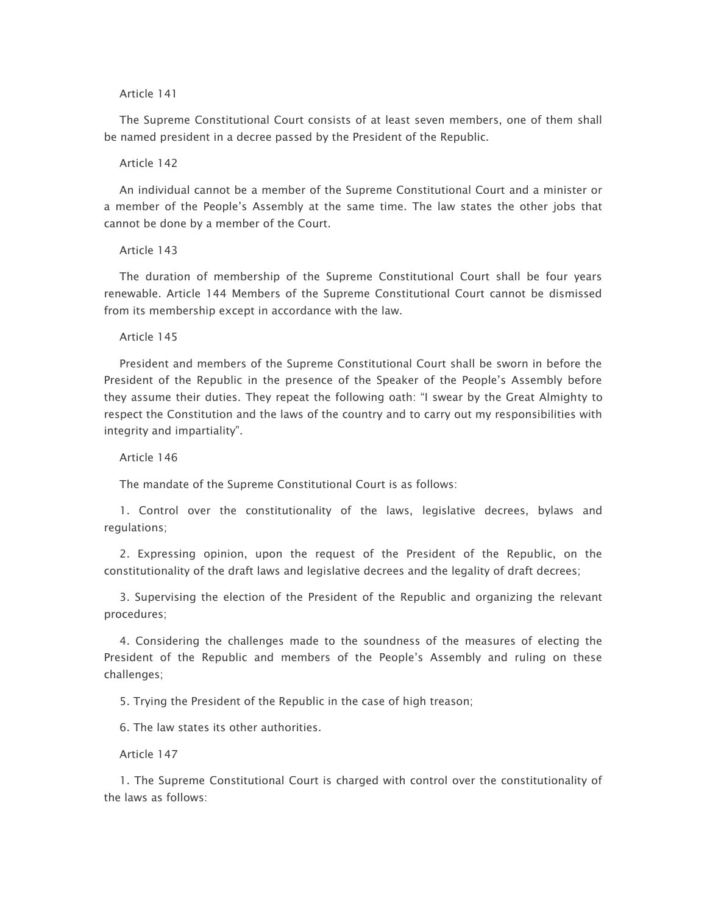Article 141

The Supreme Constitutional Court consists of at least seven members, one of them shall be named president in a decree passed by the President of the Republic.

Article 142

An individual cannot be a member of the Supreme Constitutional Court and a minister or a member of the People's Assembly at the same time. The law states the other jobs that cannot be done by a member of the Court.

Article 143

The duration of membership of the Supreme Constitutional Court shall be four years renewable. Article 144 Members of the Supreme Constitutional Court cannot be dismissed from its membership except in accordance with the law.

Article 145

President and members of the Supreme Constitutional Court shall be sworn in before the President of the Republic in the presence of the Speaker of the People's Assembly before they assume their duties. They repeat the following oath: "I swear by the Great Almighty to respect the Constitution and the laws of the country and to carry out my responsibilities with integrity and impartiality".

Article 146

The mandate of the Supreme Constitutional Court is as follows:

1. Control over the constitutionality of the laws, legislative decrees, bylaws and regulations;

2. Expressing opinion, upon the request of the President of the Republic, on the constitutionality of the draft laws and legislative decrees and the legality of draft decrees;

3. Supervising the election of the President of the Republic and organizing the relevant procedures;

4. Considering the challenges made to the soundness of the measures of electing the President of the Republic and members of the People's Assembly and ruling on these challenges;

5. Trying the President of the Republic in the case of high treason;

6. The law states its other authorities.

Article 147

1. The Supreme Constitutional Court is charged with control over the constitutionality of the laws as follows: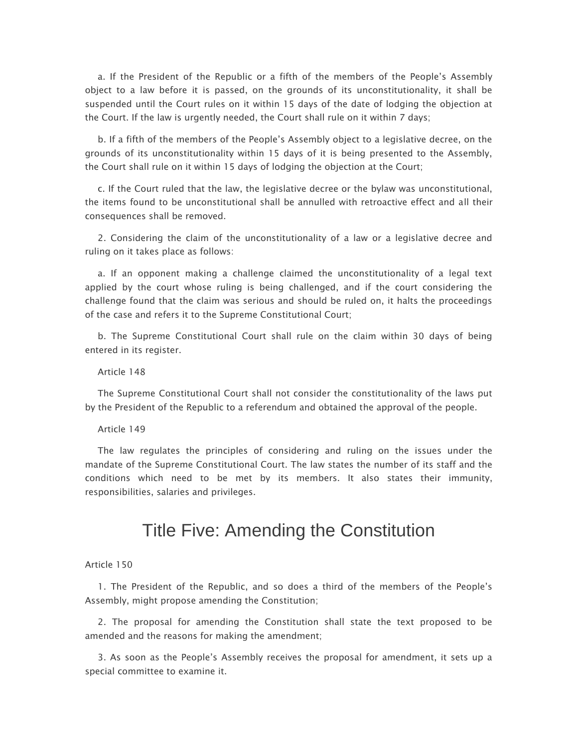a. If the President of the Republic or a fifth of the members of the People's Assembly object to a law before it is passed, on the grounds of its unconstitutionality, it shall be suspended until the Court rules on it within 15 days of the date of lodging the objection at the Court. If the law is urgently needed, the Court shall rule on it within 7 days;

b. If a fifth of the members of the People's Assembly object to a legislative decree, on the grounds of its unconstitutionality within 15 days of it is being presented to the Assembly, the Court shall rule on it within 15 days of lodging the objection at the Court;

c. If the Court ruled that the law, the legislative decree or the bylaw was unconstitutional, the items found to be unconstitutional shall be annulled with retroactive effect and all their consequences shall be removed.

2. Considering the claim of the unconstitutionality of a law or a legislative decree and ruling on it takes place as follows:

a. If an opponent making a challenge claimed the unconstitutionality of a legal text applied by the court whose ruling is being challenged, and if the court considering the challenge found that the claim was serious and should be ruled on, it halts the proceedings of the case and refers it to the Supreme Constitutional Court;

b. The Supreme Constitutional Court shall rule on the claim within 30 days of being entered in its register.

Article 148

The Supreme Constitutional Court shall not consider the constitutionality of the laws put by the President of the Republic to a referendum and obtained the approval of the people.

Article 149

The law regulates the principles of considering and ruling on the issues under the mandate of the Supreme Constitutional Court. The law states the number of its staff and the conditions which need to be met by its members. It also states their immunity, responsibilities, salaries and privileges.

# Title Five: Amending the Constitution

Article 150

1. The President of the Republic, and so does a third of the members of the People's Assembly, might propose amending the Constitution;

2. The proposal for amending the Constitution shall state the text proposed to be amended and the reasons for making the amendment;

3. As soon as the People's Assembly receives the proposal for amendment, it sets up a special committee to examine it.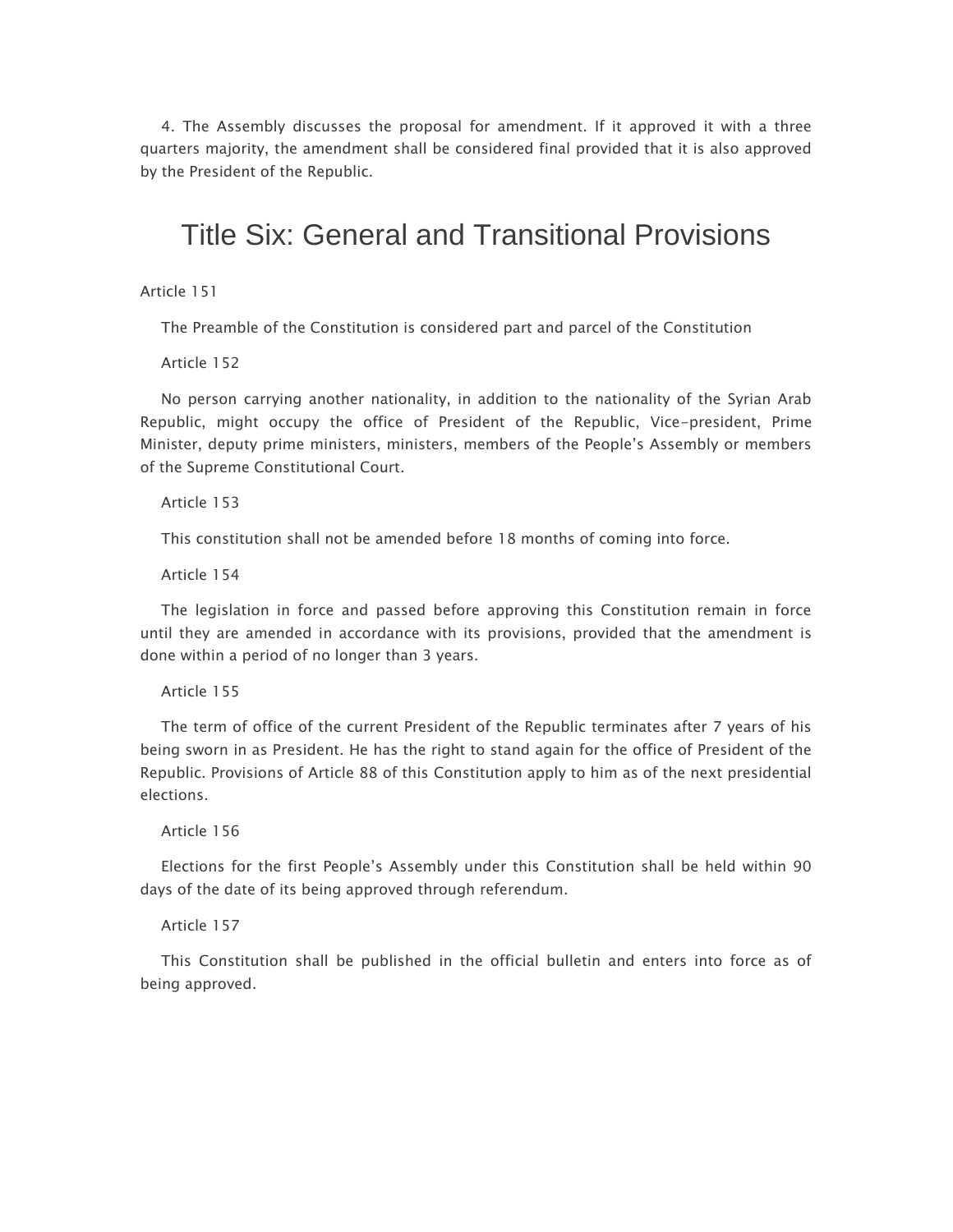4. The Assembly discusses the proposal for amendment. If it approved it with a three quarters majority, the amendment shall be considered final provided that it is also approved by the President of the Republic.

# Title Six: General and Transitional Provisions

Article 151

The Preamble of the Constitution is considered part and parcel of the Constitution

Article 152

No person carrying another nationality, in addition to the nationality of the Syrian Arab Republic, might occupy the office of President of the Republic, Vice-president, Prime Minister, deputy prime ministers, ministers, members of the People's Assembly or members of the Supreme Constitutional Court.

Article 153

This constitution shall not be amended before 18 months of coming into force.

Article 154

The legislation in force and passed before approving this Constitution remain in force until they are amended in accordance with its provisions, provided that the amendment is done within a period of no longer than 3 years.

Article 155

The term of office of the current President of the Republic terminates after 7 years of his being sworn in as President. He has the right to stand again for the office of President of the Republic. Provisions of Article 88 of this Constitution apply to him as of the next presidential elections.

Article 156

Elections for the first People's Assembly under this Constitution shall be held within 90 days of the date of its being approved through referendum.

Article 157

This Constitution shall be published in the official bulletin and enters into force as of being approved.